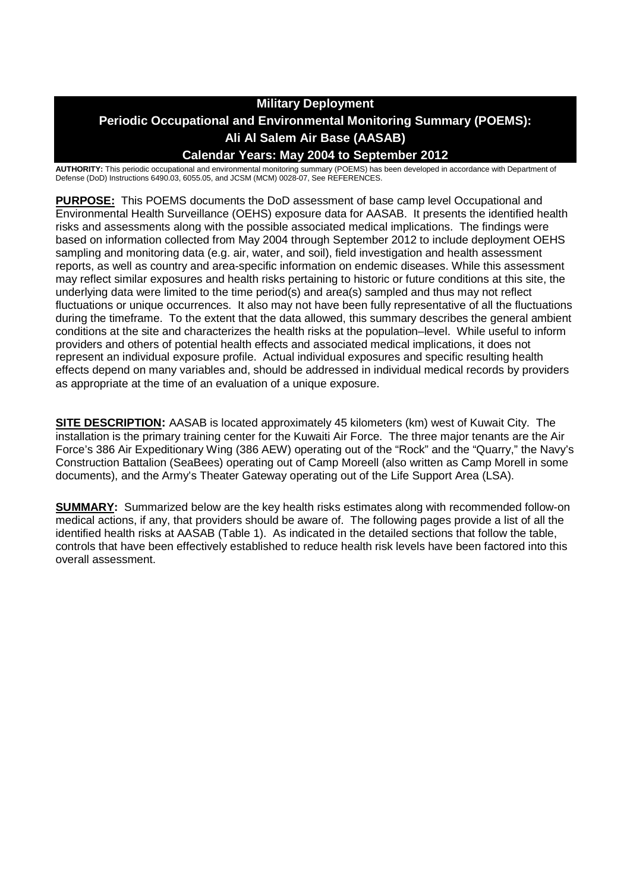# Military Deployment
# Periodic Occupational and Environmental Monitoring Summary (POEMS): Ali Al Salem Air Base (AASAB)
## Calendar Years: May 2004 to September 2012

**AUTHORITY:** This periodic occupational and environmental monitoring summary (POEMS) has been developed in accordance with Department of Defense (DoD) Instructions 6490.03, 6055.05, and JCSM (MCM) 0028-07, See REFERENCES.

**PURPOSE:** This POEMS documents the DoD assessment of base camp level Occupational and Environmental Health Surveillance (OEHS) exposure data for AASAB. It presents the identified health risks and assessments along with the possible associated medical implications. The findings were based on information collected from May 2004 through September 2012 to include deployment OEHS sampling and monitoring data (e.g. air, water, and soil), field investigation and health assessment reports, as well as country and area-specific information on endemic diseases. While this assessment may reflect similar exposures and health risks pertaining to historic or future conditions at this site, the underlying data were limited to the time period(s) and area(s) sampled and thus may not reflect fluctuations or unique occurrences. It also may not have been fully representative of all the fluctuations during the timeframe. To the extent that the data allowed, this summary describes the general ambient conditions at the site and characterizes the health risks at the population–level. While useful to inform providers and others of potential health effects and associated medical implications, it does not represent an individual exposure profile. Actual individual exposures and specific resulting health effects depend on many variables and, should be addressed in individual medical records by providers as appropriate at the time of an evaluation of a unique exposure.

**SITE DESCRIPTION:** AASAB is located approximately 45 kilometers (km) west of Kuwait City. The installation is the primary training center for the Kuwaiti Air Force. The three major tenants are the Air Force's 386 Air Expeditionary Wing (386 AEW) operating out of the "Rock" and the "Quarry," the Navy's Construction Battalion (SeaBees) operating out of Camp Moreell (also written as Camp Morell in some documents), and the Army's Theater Gateway operating out of the Life Support Area (LSA).

**SUMMARY:** Summarized below are the key health risks estimates along with recommended follow-on medical actions, if any, that providers should be aware of. The following pages provide a list of all the identified health risks at AASAB (Table 1). As indicated in the detailed sections that follow the table, controls that have been effectively established to reduce health risk levels have been factored into this overall assessment.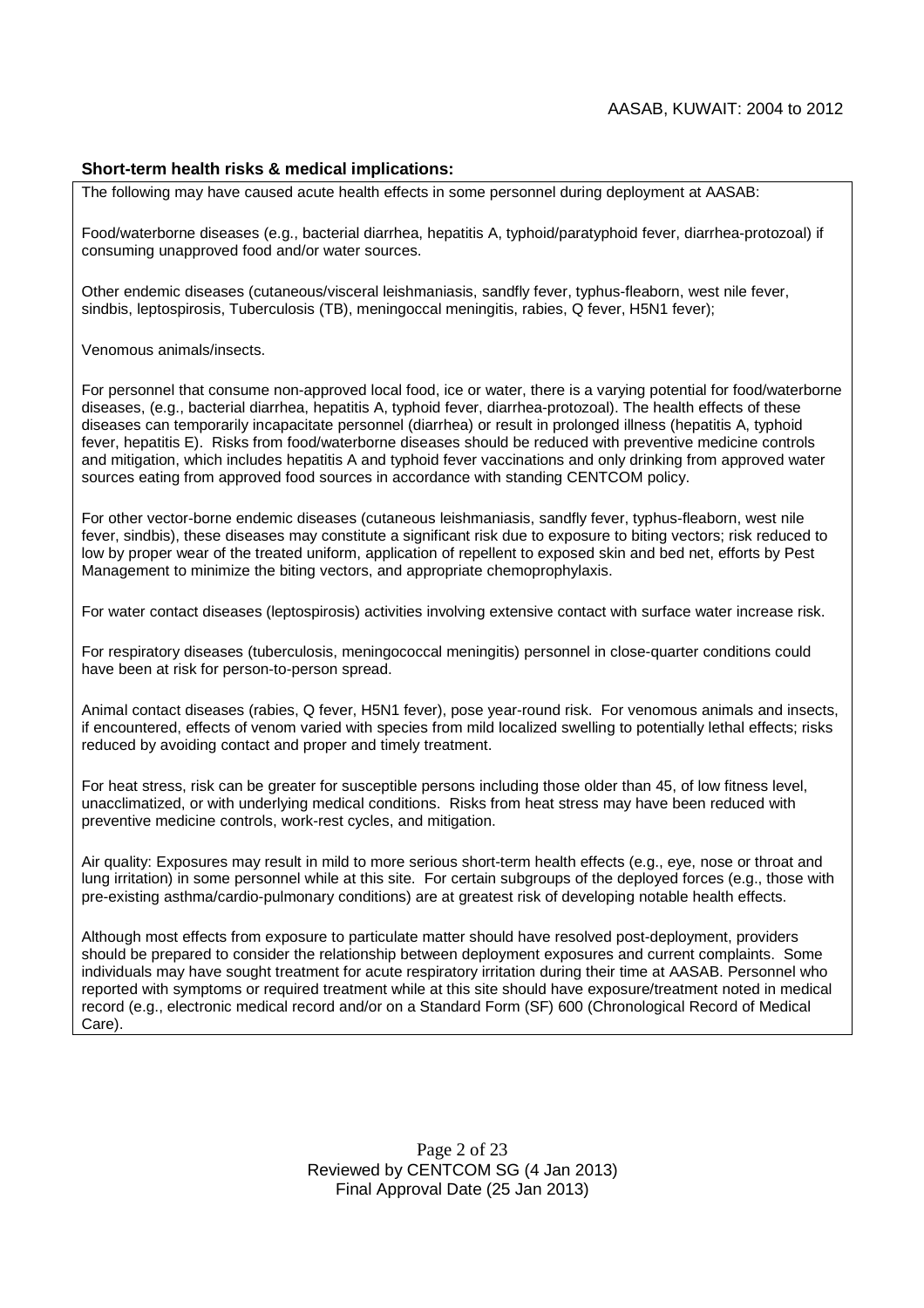### Short-term health risks & medical implications:

The following may have caused acute health effects in some personnel during deployment at AASAB:

Food/waterborne diseases (e.g., bacterial diarrhea, hepatitis A, typhoid/paratyphoid fever, diarrhea-protozoal) if consuming unapproved food and/or water sources.

Other endemic diseases (cutaneous/visceral leishmaniasis, sandfly fever, typhus-fleaborn, west nile fever, sindbis, leptospirosis, Tuberculosis (TB), meningoccal meningitis, rabies, Q fever, H5N1 fever);

Venomous animals/insects.

For personnel that consume non-approved local food, ice or water, there is a varying potential for food/waterborne diseases, (e.g., bacterial diarrhea, hepatitis A, typhoid fever, diarrhea-protozoal). The health effects of these diseases can temporarily incapacitate personnel (diarrhea) or result in prolonged illness (hepatitis A, typhoid fever, hepatitis E). Risks from food/waterborne diseases should be reduced with preventive medicine controls and mitigation, which includes hepatitis A and typhoid fever vaccinations and only drinking from approved water sources eating from approved food sources in accordance with standing CENTCOM policy.

For other vector-borne endemic diseases (cutaneous leishmaniasis, sandfly fever, typhus-fleaborn, west nile fever, sindbis), these diseases may constitute a significant risk due to exposure to biting vectors; risk reduced to low by proper wear of the treated uniform, application of repellent to exposed skin and bed net, efforts by Pest Management to minimize the biting vectors, and appropriate chemoprophylaxis.

For water contact diseases (leptospirosis) activities involving extensive contact with surface water increase risk.

For respiratory diseases (tuberculosis, meningococcal meningitis) personnel in close-quarter conditions could have been at risk for person-to-person spread.

Animal contact diseases (rabies, Q fever, H5N1 fever), pose year-round risk. For venomous animals and insects, if encountered, effects of venom varied with species from mild localized swelling to potentially lethal effects; risks reduced by avoiding contact and proper and timely treatment.

For heat stress, risk can be greater for susceptible persons including those older than 45, of low fitness level, unacclimatized, or with underlying medical conditions. Risks from heat stress may have been reduced with preventive medicine controls, work-rest cycles, and mitigation.

Air quality: Exposures may result in mild to more serious short-term health effects (e.g., eye, nose or throat and lung irritation) in some personnel while at this site. For certain subgroups of the deployed forces (e.g., those with pre-existing asthma/cardio-pulmonary conditions) are at greatest risk of developing notable health effects.

Although most effects from exposure to particulate matter should have resolved post-deployment, providers should be prepared to consider the relationship between deployment exposures and current complaints. Some individuals may have sought treatment for acute respiratory irritation during their time at AASAB. Personnel who reported with symptoms or required treatment while at this site should have exposure/treatment noted in medical record (e.g., electronic medical record and/or on a Standard Form (SF) 600 (Chronological Record of Medical Care).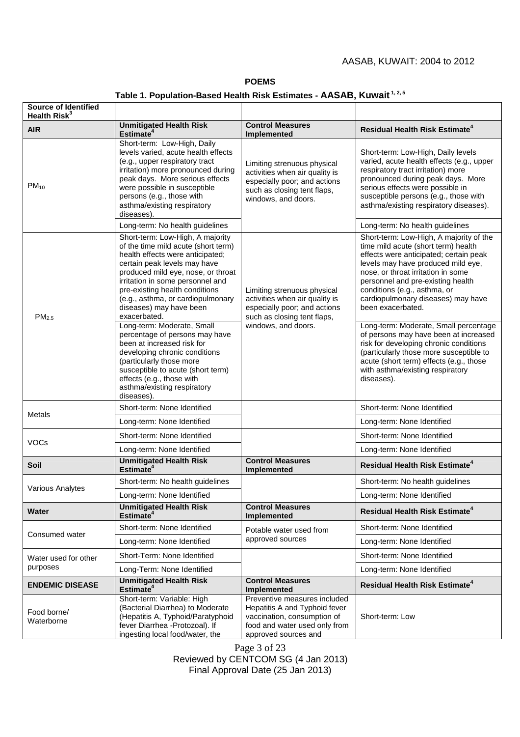**POEMS**

**Table 1. Population-Based Health Risk Estimates - AASAB, Kuwait [1, 2, 5]**

| Source of Identified Health Risk[3] | | | |
|---|---|---|---|
| **AIR** | **Unmitigated Health Risk Estimate[4]** | **Control Measures Implemented** | **Residual Health Risk Estimate[4]** |
| $PM_{10}$ | Short-term: Low-High, Daily levels varied, acute health effects (e.g., upper respiratory tract irritation) more pronounced during peak days. More serious effects were possible in susceptible persons (e.g., those with asthma/existing respiratory diseases). | Limiting strenuous physical activities when air quality is especially poor; and actions such as closing tent flaps, windows, and doors. | Short-term: Low-High, Daily levels varied, acute health effects (e.g., upper respiratory tract irritation) more pronounced during peak days. More serious effects were possible in susceptible persons (e.g., those with asthma/existing respiratory diseases). |
| | Long-term: No health guidelines | | Long-term: No health guidelines |
| $PM_{2.5}$ | Short-term: Low-High, A majority of the time mild acute (short term) health effects were anticipated; certain peak levels may have produced mild eye, nose, or throat irritation in some personnel and pre-existing health conditions (e.g., asthma, or cardiopulmonary diseases) may have been exacerbated. | Limiting strenuous physical activities when air quality is especially poor; and actions such as closing tent flaps, windows, and doors. | Short-term: Low-High, A majority of the time mild acute (short term) health effects were anticipated; certain peak levels may have produced mild eye, nose, or throat irritation in some personnel and pre-existing health conditions (e.g., asthma, or cardiopulmonary diseases) may have been exacerbated. |
| | Long-term: Moderate, Small percentage of persons may have been at increased risk for developing chronic conditions (particularly those more susceptible to acute (short term) effects (e.g., those with asthma/existing respiratory diseases). | | Long-term: Moderate, Small percentage of persons may have been at increased risk for developing chronic conditions (particularly those more susceptible to acute (short term) effects (e.g., those with asthma/existing respiratory diseases). |
| Metals | Short-term: None Identified | | Short-term: None Identified |
| | Long-term: None Identified | | Long-term: None Identified |
| VOCs | Short-term: None Identified | | Short-term: None Identified |
| | Long-term: None Identified | | Long-term: None Identified |
| **Soil** | **Unmitigated Health Risk Estimate[4]** | **Control Measures Implemented** | **Residual Health Risk Estimate[4]** |
| Various Analytes | Short-term: No health guidelines | | Short-term: No health guidelines |
| | Long-term: None Identified | | Long-term: None Identified |
| **Water** | **Unmitigated Health Risk Estimate[4]** | **Control Measures Implemented** | **Residual Health Risk Estimate[4]** |
| Consumed water | Short-term: None Identified | Potable water used from approved sources | Short-term: None Identified |
| | Long-term: None Identified | | Long-term: None Identified |
| Water used for other purposes | Short-Term: None Identified | | Short-term: None Identified |
| | Long-Term: None Identified | | Long-term: None Identified |
| **ENDEMIC DISEASE** | **Unmitigated Health Risk Estimate[4]** | **Control Measures Implemented** | **Residual Health Risk Estimate[4]** |
| Food borne/ Waterborne | Short-term: Variable: High (Bacterial Diarrhea) to Moderate (Hepatitis A, Typhoid/Paratyphoid fever Diarrhea -Protozoal). If ingesting local food/water, the | Preventive measures included Hepatitis A and Typhoid fever vaccination, consumption of food and water used only from approved sources and | Short-term: Low |

Reviewed by CENTCOM SG (4 Jan 2013)
Final Approval Date (25 Jan 2013)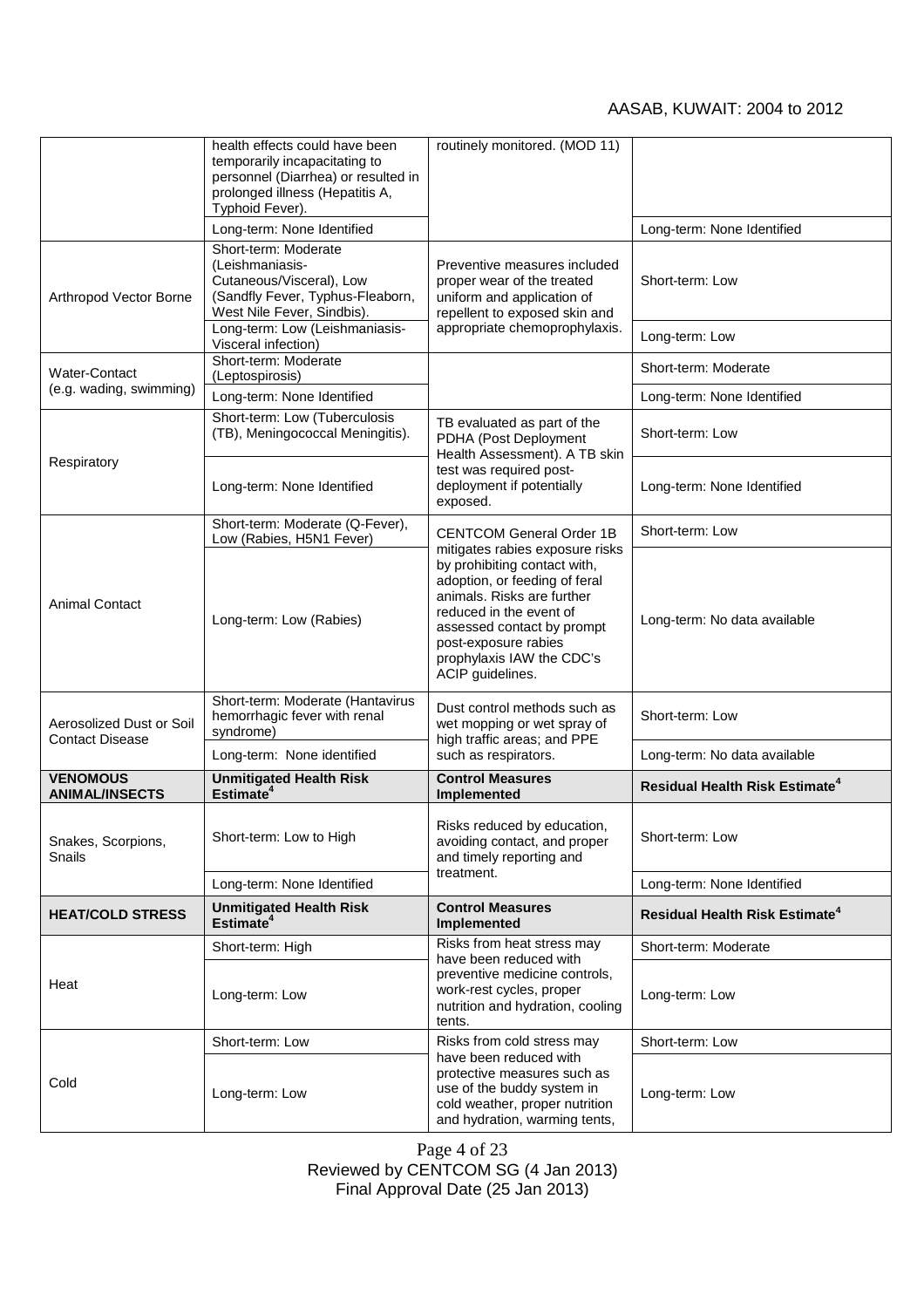| | | | |
|---|---|---|---|
| | health effects could have been temporarily incapacitating to personnel (Diarrhea) or resulted in prolonged illness (Hepatitis A, Typhoid Fever). | routinely monitored. (MOD 11) | |
| | Long-term: None Identified | | Long-term: None Identified |
| Arthropod Vector Borne | Short-term: Moderate (Leishmaniasis-Cutaneous/Visceral), Low (Sandfly Fever, Typhus-Fleaborn, West Nile Fever, Sindbis). | Preventive measures included proper wear of the treated uniform and application of repellent to exposed skin and appropriate chemoprophylaxis. | Short-term: Low |
| | Long-term: Low (Leishmaniasis-Visceral infection) | | Long-term: Low |
| Water-Contact (e.g. wading, swimming) | Short-term: Moderate (Leptospirosis) | | Short-term: Moderate |
| | Long-term: None Identified | | Long-term: None Identified |
| Respiratory | Short-term: Low (Tuberculosis (TB), Meningococcal Meningitis). | TB evaluated as part of the PDHA (Post Deployment Health Assessment). A TB skin test was required post-deployment if potentially exposed. | Short-term: Low |
| | Long-term: None Identified | | Long-term: None Identified |
| Animal Contact | Short-term: Moderate (Q-Fever), Low (Rabies, H5N1 Fever) | CENTCOM General Order 1B mitigates rabies exposure risks by prohibiting contact with, adoption, or feeding of feral animals. Risks are further reduced in the event of assessed contact by prompt post-exposure rabies prophylaxis IAW the CDC's ACIP guidelines. | Short-term: Low |
| | Long-term: Low (Rabies) | | Long-term: No data available |
| Aerosolized Dust or Soil Contact Disease | Short-term: Moderate (Hantavirus hemorrhagic fever with renal syndrome) | Dust control methods such as wet mopping or wet spray of high traffic areas; and PPE such as respirators. | Short-term: Low |
| | Long-term: None identified | | Long-term: No data available |
| **VENOMOUS ANIMAL/INSECTS** | **Unmitigated Health Risk Estimate[4]** | **Control Measures Implemented** | **Residual Health Risk Estimate[4]** |
| Snakes, Scorpions, Snails | Short-term: Low to High | Risks reduced by education, avoiding contact, and proper and timely reporting and treatment. | Short-term: Low |
| | Long-term: None Identified | | Long-term: None Identified |
| **HEAT/COLD STRESS** | **Unmitigated Health Risk Estimate[4]** | **Control Measures Implemented** | **Residual Health Risk Estimate[4]** |
| Heat | Short-term: High | Risks from heat stress may have been reduced with preventive medicine controls, work-rest cycles, proper nutrition and hydration, cooling tents. | Short-term: Moderate |
| | Long-term: Low | | Long-term: Low |
| Cold | Short-term: Low | Risks from cold stress may have been reduced with protective measures such as use of the buddy system in cold weather, proper nutrition and hydration, warming tents, | Short-term: Low |
| | Long-term: Low | | Long-term: Low |

Reviewed by CENTCOM SG (4 Jan 2013)
Final Approval Date (25 Jan 2013)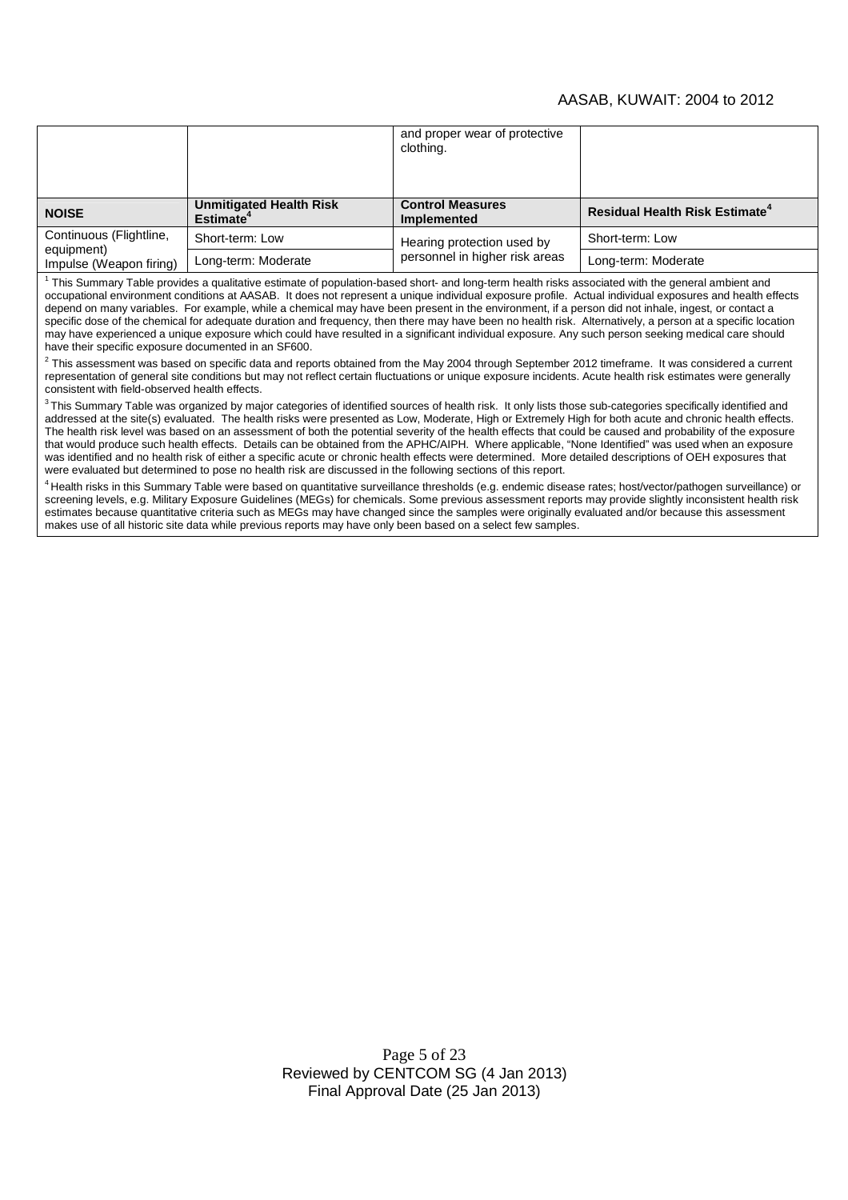| | | and proper wear of protective clothing. | |
|---|---|---|---|
| **NOISE** | **Unmitigated Health Risk Estimate[4]** | **Control Measures Implemented** | **Residual Health Risk Estimate[4]** |
| Continuous (Flightline, equipment) | Short-term: Low | Hearing protection used by personnel in higher risk areas | Short-term: Low |
| Impulse (Weapon firing) | Long-term: Moderate | | Long-term: Moderate |

[1] This Summary Table provides a qualitative estimate of population-based short- and long-term health risks associated with the general ambient and occupational environment conditions at AASAB. It does not represent a unique individual exposure profile. Actual individual exposures and health effects depend on many variables. For example, while a chemical may have been present in the environment, if a person did not inhale, ingest, or contact a specific dose of the chemical for adequate duration and frequency, then there may have been no health risk. Alternatively, a person at a specific location may have experienced a unique exposure which could have resulted in a significant individual exposure. Any such person seeking medical care should have their specific exposure documented in an SF600.

[2] This assessment was based on specific data and reports obtained from the May 2004 through September 2012 timeframe. It was considered a current representation of general site conditions but may not reflect certain fluctuations or unique exposure incidents. Acute health risk estimates were generally consistent with field-observed health effects.

[3] This Summary Table was organized by major categories of identified sources of health risk. It only lists those sub-categories specifically identified and addressed at the site(s) evaluated. The health risks were presented as Low, Moderate, High or Extremely High for both acute and chronic health effects. The health risk level was based on an assessment of both the potential severity of the health effects that could be caused and probability of the exposure that would produce such health effects. Details can be obtained from the APHC/AIPH. Where applicable, "None Identified" was used when an exposure was identified and no health risk of either a specific acute or chronic health effects were determined. More detailed descriptions of OEH exposures that were evaluated but determined to pose no health risk are discussed in the following sections of this report.

[4] Health risks in this Summary Table were based on quantitative surveillance thresholds (e.g. endemic disease rates; host/vector/pathogen surveillance) or screening levels, e.g. Military Exposure Guidelines (MEGs) for chemicals. Some previous assessment reports may provide slightly inconsistent health risk estimates because quantitative criteria such as MEGs may have changed since the samples were originally evaluated and/or because this assessment makes use of all historic site data while previous reports may have only been based on a select few samples.

Reviewed by CENTCOM SG (4 Jan 2013)
Final Approval Date (25 Jan 2013)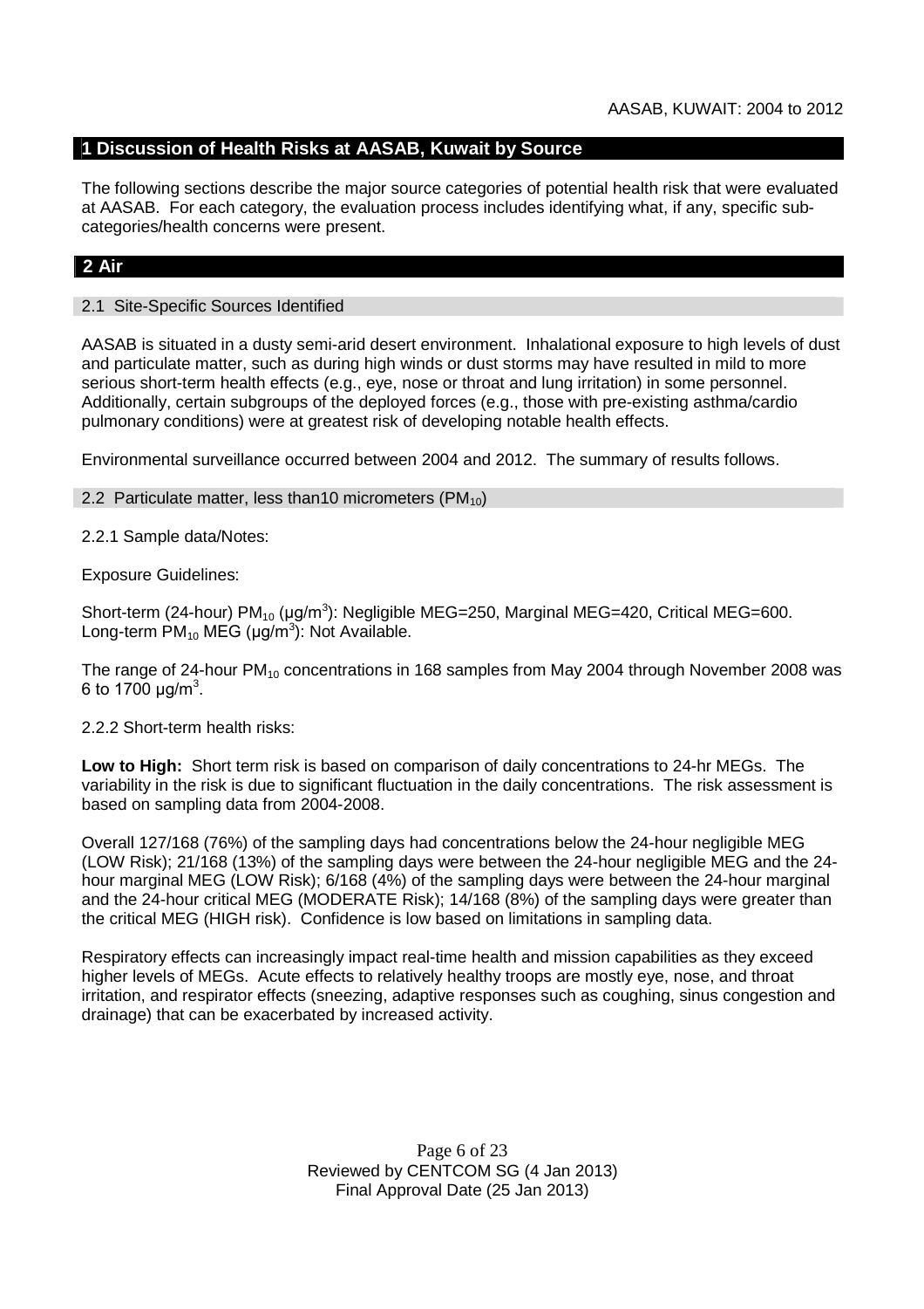## 1 Discussion of Health Risks at AASAB, Kuwait by Source

The following sections describe the major source categories of potential health risk that were evaluated at AASAB. For each category, the evaluation process includes identifying what, if any, specific sub-categories/health concerns were present.

## 2 Air

### 2.1 Site-Specific Sources Identified

AASAB is situated in a dusty semi-arid desert environment. Inhalational exposure to high levels of dust and particulate matter, such as during high winds or dust storms may have resulted in mild to more serious short-term health effects (e.g., eye, nose or throat and lung irritation) in some personnel. Additionally, certain subgroups of the deployed forces (e.g., those with pre-existing asthma/cardio pulmonary conditions) were at greatest risk of developing notable health effects.

Environmental surveillance occurred between 2004 and 2012. The summary of results follows.

### 2.2 Particulate matter, less than10 micrometers ($PM_{10}$)

2.2.1 Sample data/Notes:

Exposure Guidelines:

Short-term (24-hour) $PM_{10}$ ($\mu g/m^3$): Negligible MEG=250, Marginal MEG=420, Critical MEG=600.
Long-term $PM_{10}$ MEG ($\mu g/m^3$): Not Available.

The range of 24-hour $PM_{10}$ concentrations in 168 samples from May 2004 through November 2008 was 6 to 1700 $\mu g/m^3$.

2.2.2 Short-term health risks:

**Low to High:** Short term risk is based on comparison of daily concentrations to 24-hr MEGs. The variability in the risk is due to significant fluctuation in the daily concentrations. The risk assessment is based on sampling data from 2004-2008.

Overall 127/168 (76%) of the sampling days had concentrations below the 24-hour negligible MEG (LOW Risk); 21/168 (13%) of the sampling days were between the 24-hour negligible MEG and the 24-hour marginal MEG (LOW Risk); 6/168 (4%) of the sampling days were between the 24-hour marginal and the 24-hour critical MEG (MODERATE Risk); 14/168 (8%) of the sampling days were greater than the critical MEG (HIGH risk). Confidence is low based on limitations in sampling data.

Respiratory effects can increasingly impact real-time health and mission capabilities as they exceed higher levels of MEGs. Acute effects to relatively healthy troops are mostly eye, nose, and throat irritation, and respirator effects (sneezing, adaptive responses such as coughing, sinus congestion and drainage) that can be exacerbated by increased activity.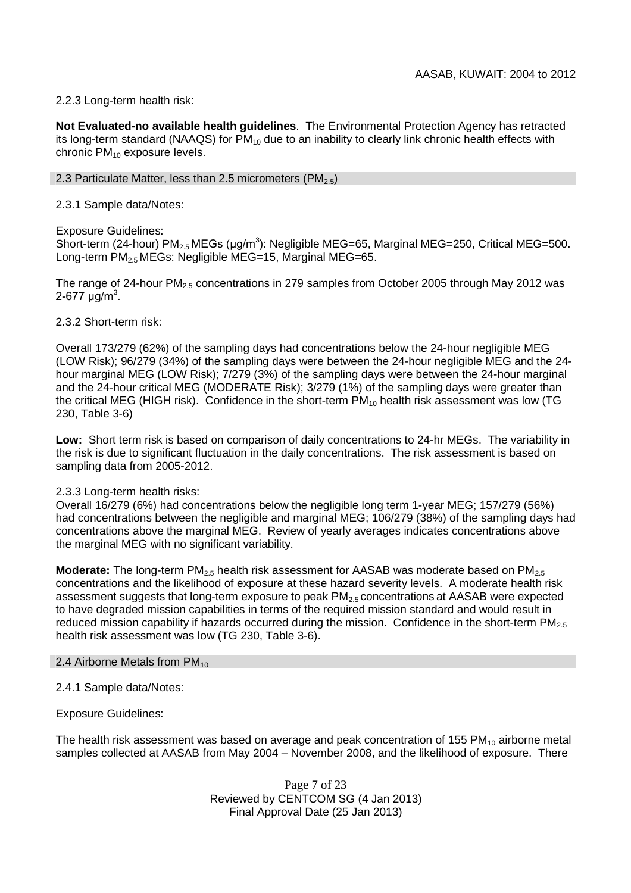2.2.3 Long-term health risk:

**Not Evaluated-no available health guidelines**. The Environmental Protection Agency has retracted its long-term standard (NAAQS) for $PM_{10}$ due to an inability to clearly link chronic health effects with chronic $PM_{10}$ exposure levels.

### 2.3 Particulate Matter, less than 2.5 micrometers ($PM_{2.5}$)

2.3.1 Sample data/Notes:

Exposure Guidelines:
Short-term (24-hour) $PM_{2.5}$ MEGs (μg/m$^3$): Negligible MEG=65, Marginal MEG=250, Critical MEG=500.
Long-term $PM_{2.5}$ MEGs: Negligible MEG=15, Marginal MEG=65.

The range of 24-hour $PM_{2.5}$ concentrations in 279 samples from October 2005 through May 2012 was 2-677 μg/m$^3$.

2.3.2 Short-term risk:

Overall 173/279 (62%) of the sampling days had concentrations below the 24-hour negligible MEG (LOW Risk); 96/279 (34%) of the sampling days were between the 24-hour negligible MEG and the 24-hour marginal MEG (LOW Risk); 7/279 (3%) of the sampling days were between the 24-hour marginal and the 24-hour critical MEG (MODERATE Risk); 3/279 (1%) of the sampling days were greater than the critical MEG (HIGH risk). Confidence in the short-term $PM_{10}$ health risk assessment was low (TG 230, Table 3-6)

**Low:** Short term risk is based on comparison of daily concentrations to 24-hr MEGs. The variability in the risk is due to significant fluctuation in the daily concentrations. The risk assessment is based on sampling data from 2005-2012.

2.3.3 Long-term health risks:
Overall 16/279 (6%) had concentrations below the negligible long term 1-year MEG; 157/279 (56%) had concentrations between the negligible and marginal MEG; 106/279 (38%) of the sampling days had concentrations above the marginal MEG. Review of yearly averages indicates concentrations above the marginal MEG with no significant variability.

**Moderate:** The long-term $PM_{2.5}$ health risk assessment for AASAB was moderate based on $PM_{2.5}$ concentrations and the likelihood of exposure at these hazard severity levels. A moderate health risk assessment suggests that long-term exposure to peak $PM_{2.5}$ concentrations at AASAB were expected to have degraded mission capabilities in terms of the required mission standard and would result in reduced mission capability if hazards occurred during the mission. Confidence in the short-term $PM_{2.5}$ health risk assessment was low (TG 230, Table 3-6).

### 2.4 Airborne Metals from $PM_{10}$

2.4.1 Sample data/Notes:

Exposure Guidelines:

The health risk assessment was based on average and peak concentration of 155 $PM_{10}$ airborne metal samples collected at AASAB from May 2004 – November 2008, and the likelihood of exposure. There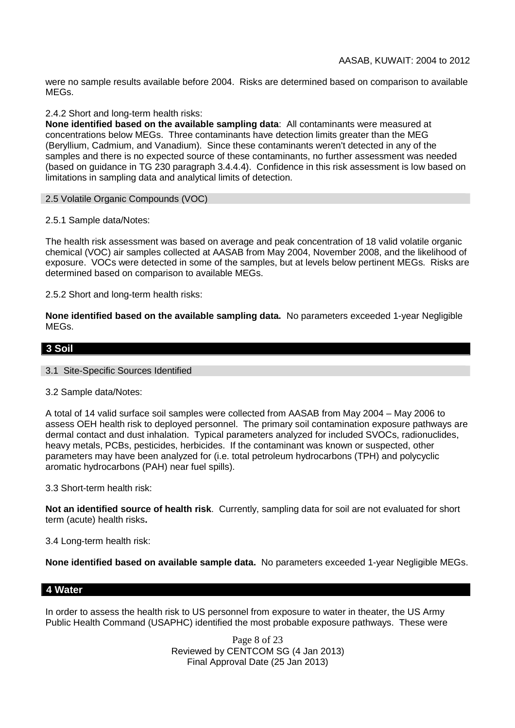were no sample results available before 2004. Risks are determined based on comparison to available MEGs.

2.4.2 Short and long-term health risks:

**None identified based on the available sampling data**: All contaminants were measured at concentrations below MEGs. Three contaminants have detection limits greater than the MEG (Beryllium, Cadmium, and Vanadium). Since these contaminants weren't detected in any of the samples and there is no expected source of these contaminants, no further assessment was needed (based on guidance in TG 230 paragraph 3.4.4.4). Confidence in this risk assessment is low based on limitations in sampling data and analytical limits of detection.

### 2.5 Volatile Organic Compounds (VOC)

2.5.1 Sample data/Notes:

The health risk assessment was based on average and peak concentration of 18 valid volatile organic chemical (VOC) air samples collected at AASAB from May 2004, November 2008, and the likelihood of exposure. VOCs were detected in some of the samples, but at levels below pertinent MEGs. Risks are determined based on comparison to available MEGs.

2.5.2 Short and long-term health risks:

**None identified based on the available sampling data.** No parameters exceeded 1-year Negligible MEGs.

## 3 Soil

### 3.1 Site-Specific Sources Identified

3.2 Sample data/Notes:

A total of 14 valid surface soil samples were collected from AASAB from May 2004 – May 2006 to assess OEH health risk to deployed personnel. The primary soil contamination exposure pathways are dermal contact and dust inhalation. Typical parameters analyzed for included SVOCs, radionuclides, heavy metals, PCBs, pesticides, herbicides. If the contaminant was known or suspected, other parameters may have been analyzed for (i.e. total petroleum hydrocarbons (TPH) and polycyclic aromatic hydrocarbons (PAH) near fuel spills).

3.3 Short-term health risk:

**Not an identified source of health risk**. Currently, sampling data for soil are not evaluated for short term (acute) health risks**.**

3.4 Long-term health risk:

**None identified based on available sample data.** No parameters exceeded 1-year Negligible MEGs.

## 4 Water

In order to assess the health risk to US personnel from exposure to water in theater, the US Army Public Health Command (USAPHC) identified the most probable exposure pathways. These were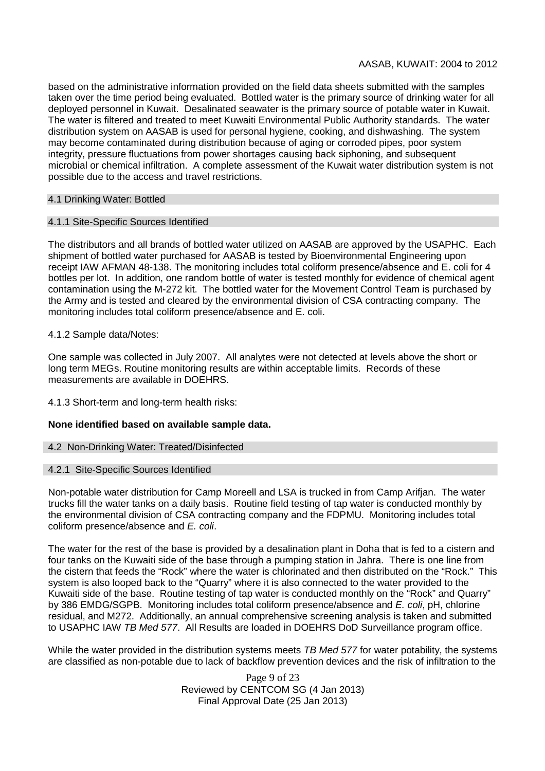based on the administrative information provided on the field data sheets submitted with the samples taken over the time period being evaluated. Bottled water is the primary source of drinking water for all deployed personnel in Kuwait. Desalinated seawater is the primary source of potable water in Kuwait. The water is filtered and treated to meet Kuwaiti Environmental Public Authority standards. The water distribution system on AASAB is used for personal hygiene, cooking, and dishwashing. The system may become contaminated during distribution because of aging or corroded pipes, poor system integrity, pressure fluctuations from power shortages causing back siphoning, and subsequent microbial or chemical infiltration. A complete assessment of the Kuwait water distribution system is not possible due to the access and travel restrictions.

### 4.1 Drinking Water: Bottled

#### 4.1.1 Site-Specific Sources Identified

The distributors and all brands of bottled water utilized on AASAB are approved by the USAPHC. Each shipment of bottled water purchased for AASAB is tested by Bioenvironmental Engineering upon receipt IAW AFMAN 48-138. The monitoring includes total coliform presence/absence and E. coli for 4 bottles per lot. In addition, one random bottle of water is tested monthly for evidence of chemical agent contamination using the M-272 kit. The bottled water for the Movement Control Team is purchased by the Army and is tested and cleared by the environmental division of CSA contracting company. The monitoring includes total coliform presence/absence and E. coli.

4.1.2 Sample data/Notes:

One sample was collected in July 2007. All analytes were not detected at levels above the short or long term MEGs. Routine monitoring results are within acceptable limits. Records of these measurements are available in DOEHRS.

4.1.3 Short-term and long-term health risks:

**None identified based on available sample data.**

### 4.2 Non-Drinking Water: Treated/Disinfected

#### 4.2.1 Site-Specific Sources Identified

Non-potable water distribution for Camp Moreell and LSA is trucked in from Camp Arifjan. The water trucks fill the water tanks on a daily basis. Routine field testing of tap water is conducted monthly by the environmental division of CSA contracting company and the FDPMU. Monitoring includes total coliform presence/absence and *E. coli*.

The water for the rest of the base is provided by a desalination plant in Doha that is fed to a cistern and four tanks on the Kuwaiti side of the base through a pumping station in Jahra. There is one line from the cistern that feeds the "Rock" where the water is chlorinated and then distributed on the "Rock." This system is also looped back to the "Quarry" where it is also connected to the water provided to the Kuwaiti side of the base. Routine testing of tap water is conducted monthly on the "Rock" and Quarry" by 386 EMDG/SGPB. Monitoring includes total coliform presence/absence and *E. coli*, pH, chlorine residual, and M272. Additionally, an annual comprehensive screening analysis is taken and submitted to USAPHC IAW *TB Med 577*. All Results are loaded in DOEHRS DoD Surveillance program office.

While the water provided in the distribution systems meets *TB Med 577* for water potability, the systems are classified as non-potable due to lack of backflow prevention devices and the risk of infiltration to the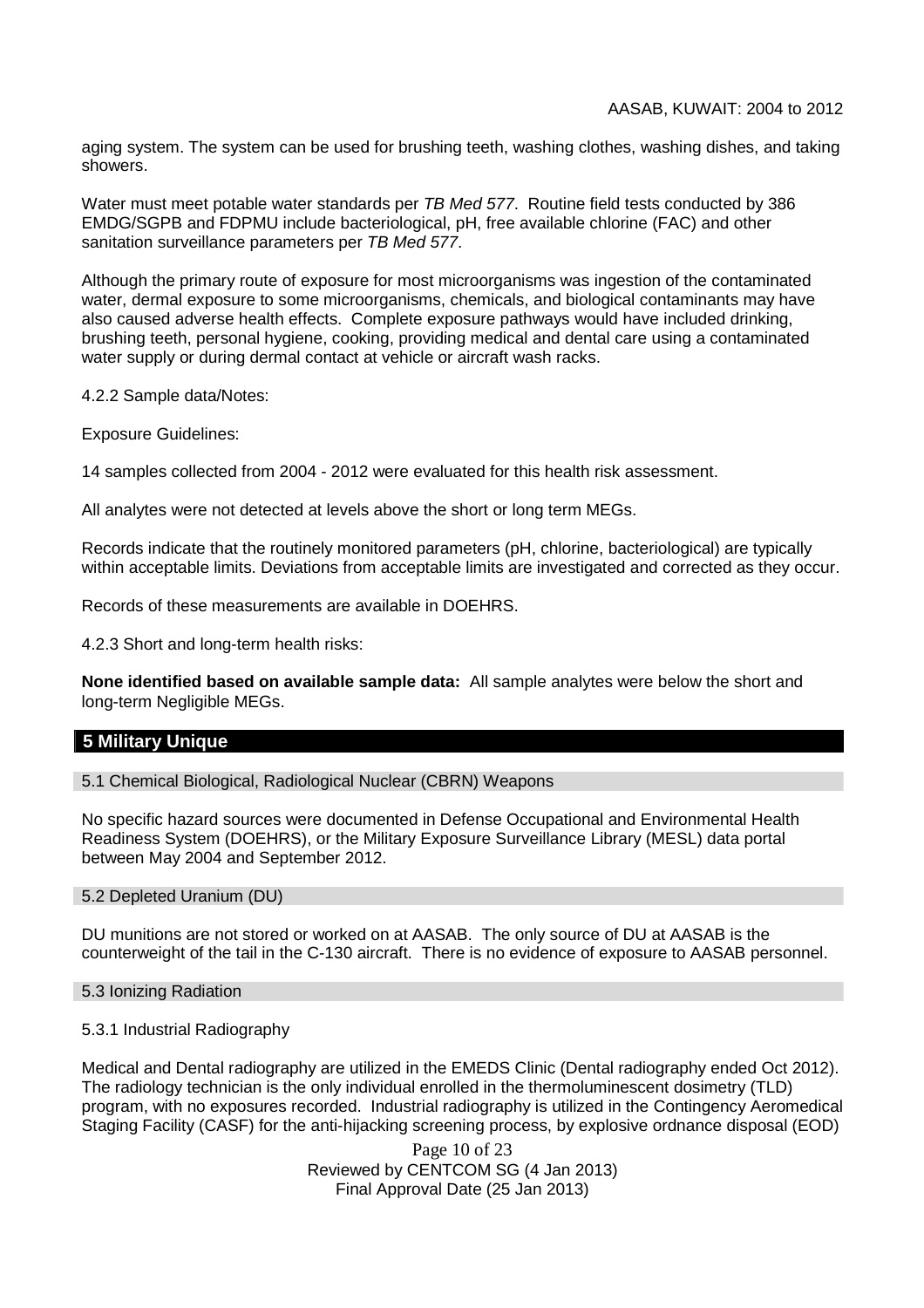aging system. The system can be used for brushing teeth, washing clothes, washing dishes, and taking showers.

Water must meet potable water standards per *TB Med 577*. Routine field tests conducted by 386 EMDG/SGPB and FDPMU include bacteriological, pH, free available chlorine (FAC) and other sanitation surveillance parameters per *TB Med 577*.

Although the primary route of exposure for most microorganisms was ingestion of the contaminated water, dermal exposure to some microorganisms, chemicals, and biological contaminants may have also caused adverse health effects. Complete exposure pathways would have included drinking, brushing teeth, personal hygiene, cooking, providing medical and dental care using a contaminated water supply or during dermal contact at vehicle or aircraft wash racks.

4.2.2 Sample data/Notes:

Exposure Guidelines:

14 samples collected from 2004 - 2012 were evaluated for this health risk assessment.

All analytes were not detected at levels above the short or long term MEGs.

Records indicate that the routinely monitored parameters (pH, chlorine, bacteriological) are typically within acceptable limits. Deviations from acceptable limits are investigated and corrected as they occur.

Records of these measurements are available in DOEHRS.

4.2.3 Short and long-term health risks:

**None identified based on available sample data:** All sample analytes were below the short and long-term Negligible MEGs.

## 5 Military Unique

### 5.1 Chemical Biological, Radiological Nuclear (CBRN) Weapons

No specific hazard sources were documented in Defense Occupational and Environmental Health Readiness System (DOEHRS), or the Military Exposure Surveillance Library (MESL) data portal between May 2004 and September 2012.

### 5.2 Depleted Uranium (DU)

DU munitions are not stored or worked on at AASAB. The only source of DU at AASAB is the counterweight of the tail in the C-130 aircraft. There is no evidence of exposure to AASAB personnel.

### 5.3 Ionizing Radiation

5.3.1 Industrial Radiography

Medical and Dental radiography are utilized in the EMEDS Clinic (Dental radiography ended Oct 2012). The radiology technician is the only individual enrolled in the thermoluminescent dosimetry (TLD) program, with no exposures recorded. Industrial radiography is utilized in the Contingency Aeromedical Staging Facility (CASF) for the anti-hijacking screening process, by explosive ordnance disposal (EOD)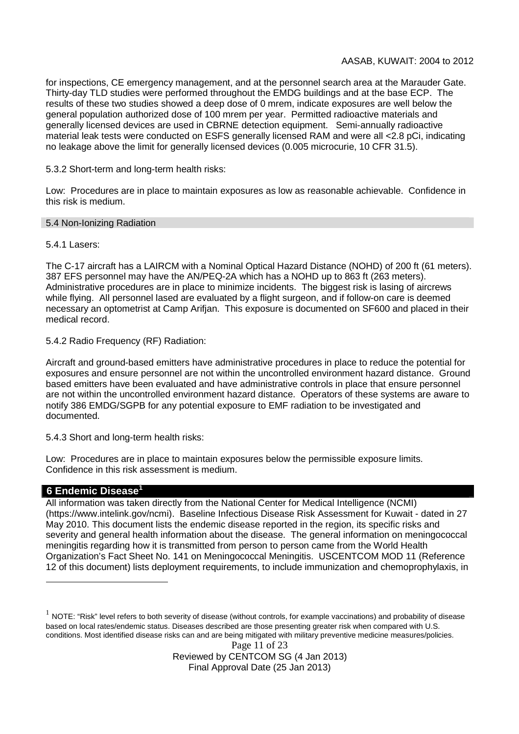for inspections, CE emergency management, and at the personnel search area at the Marauder Gate. Thirty-day TLD studies were performed throughout the EMDG buildings and at the base ECP. The results of these two studies showed a deep dose of 0 mrem, indicate exposures are well below the general population authorized dose of 100 mrem per year. Permitted radioactive materials and generally licensed devices are used in CBRNE detection equipment. Semi-annually radioactive material leak tests were conducted on ESFS generally licensed RAM and were all <2.8 pCi, indicating no leakage above the limit for generally licensed devices (0.005 microcurie, 10 CFR 31.5).

5.3.2 Short-term and long-term health risks:

Low: Procedures are in place to maintain exposures as low as reasonable achievable. Confidence in this risk is medium.

### 5.4 Non-Ionizing Radiation

5.4.1 Lasers:

The C-17 aircraft has a LAIRCM with a Nominal Optical Hazard Distance (NOHD) of 200 ft (61 meters). 387 EFS personnel may have the AN/PEQ-2A which has a NOHD up to 863 ft (263 meters). Administrative procedures are in place to minimize incidents. The biggest risk is lasing of aircrews while flying. All personnel lased are evaluated by a flight surgeon, and if follow-on care is deemed necessary an optometrist at Camp Arifjan. This exposure is documented on SF600 and placed in their medical record.

5.4.2 Radio Frequency (RF) Radiation:

Aircraft and ground-based emitters have administrative procedures in place to reduce the potential for exposures and ensure personnel are not within the uncontrolled environment hazard distance. Ground based emitters have been evaluated and have administrative controls in place that ensure personnel are not within the uncontrolled environment hazard distance. Operators of these systems are aware to notify 386 EMDG/SGPB for any potential exposure to EMF radiation to be investigated and documented.

5.4.3 Short and long-term health risks:

Low: Procedures are in place to maintain exposures below the permissible exposure limits. Confidence in this risk assessment is medium.

## 6 Endemic Disease[1]

All information was taken directly from the National Center for Medical Intelligence (NCMI) (https://www.intelink.gov/ncmi). Baseline Infectious Disease Risk Assessment for Kuwait - dated in 27 May 2010. This document lists the endemic disease reported in the region, its specific risks and severity and general health information about the disease. The general information on meningococcal meningitis regarding how it is transmitted from person to person came from the World Health Organization's Fact Sheet No. 141 on Meningococcal Meningitis. USCENTCOM MOD 11 (Reference 12 of this document) lists deployment requirements, to include immunization and chemoprophylaxis, in

---

[1] NOTE: "Risk" level refers to both severity of disease (without controls, for example vaccinations) and probability of disease based on local rates/endemic status. Diseases described are those presenting greater risk when compared with U.S. conditions. Most identified disease risks can and are being mitigated with military preventive medicine measures/policies.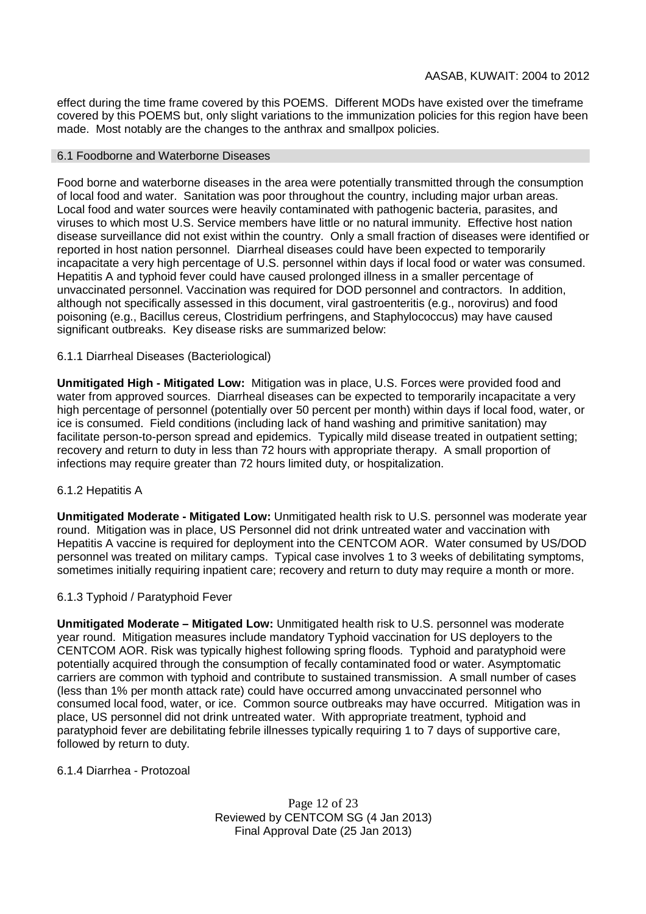effect during the time frame covered by this POEMS. Different MODs have existed over the timeframe covered by this POEMS but, only slight variations to the immunization policies for this region have been made. Most notably are the changes to the anthrax and smallpox policies.

## 6.1 Foodborne and Waterborne Diseases

Food borne and waterborne diseases in the area were potentially transmitted through the consumption of local food and water. Sanitation was poor throughout the country, including major urban areas. Local food and water sources were heavily contaminated with pathogenic bacteria, parasites, and viruses to which most U.S. Service members have little or no natural immunity. Effective host nation disease surveillance did not exist within the country. Only a small fraction of diseases were identified or reported in host nation personnel. Diarrheal diseases could have been expected to temporarily incapacitate a very high percentage of U.S. personnel within days if local food or water was consumed. Hepatitis A and typhoid fever could have caused prolonged illness in a smaller percentage of unvaccinated personnel. Vaccination was required for DOD personnel and contractors. In addition, although not specifically assessed in this document, viral gastroenteritis (e.g., norovirus) and food poisoning (e.g., Bacillus cereus, Clostridium perfringens, and Staphylococcus) may have caused significant outbreaks. Key disease risks are summarized below:

### 6.1.1 Diarrheal Diseases (Bacteriological)

**Unmitigated High - Mitigated Low:** Mitigation was in place, U.S. Forces were provided food and water from approved sources. Diarrheal diseases can be expected to temporarily incapacitate a very high percentage of personnel (potentially over 50 percent per month) within days if local food, water, or ice is consumed. Field conditions (including lack of hand washing and primitive sanitation) may facilitate person-to-person spread and epidemics. Typically mild disease treated in outpatient setting; recovery and return to duty in less than 72 hours with appropriate therapy. A small proportion of infections may require greater than 72 hours limited duty, or hospitalization.

### 6.1.2 Hepatitis A

**Unmitigated Moderate - Mitigated Low:** Unmitigated health risk to U.S. personnel was moderate year round. Mitigation was in place, US Personnel did not drink untreated water and vaccination with Hepatitis A vaccine is required for deployment into the CENTCOM AOR. Water consumed by US/DOD personnel was treated on military camps. Typical case involves 1 to 3 weeks of debilitating symptoms, sometimes initially requiring inpatient care; recovery and return to duty may require a month or more.

### 6.1.3 Typhoid / Paratyphoid Fever

**Unmitigated Moderate – Mitigated Low:** Unmitigated health risk to U.S. personnel was moderate year round. Mitigation measures include mandatory Typhoid vaccination for US deployers to the CENTCOM AOR. Risk was typically highest following spring floods. Typhoid and paratyphoid were potentially acquired through the consumption of fecally contaminated food or water. Asymptomatic carriers are common with typhoid and contribute to sustained transmission. A small number of cases (less than 1% per month attack rate) could have occurred among unvaccinated personnel who consumed local food, water, or ice. Common source outbreaks may have occurred. Mitigation was in place, US personnel did not drink untreated water. With appropriate treatment, typhoid and paratyphoid fever are debilitating febrile illnesses typically requiring 1 to 7 days of supportive care, followed by return to duty.

### 6.1.4 Diarrhea - Protozoal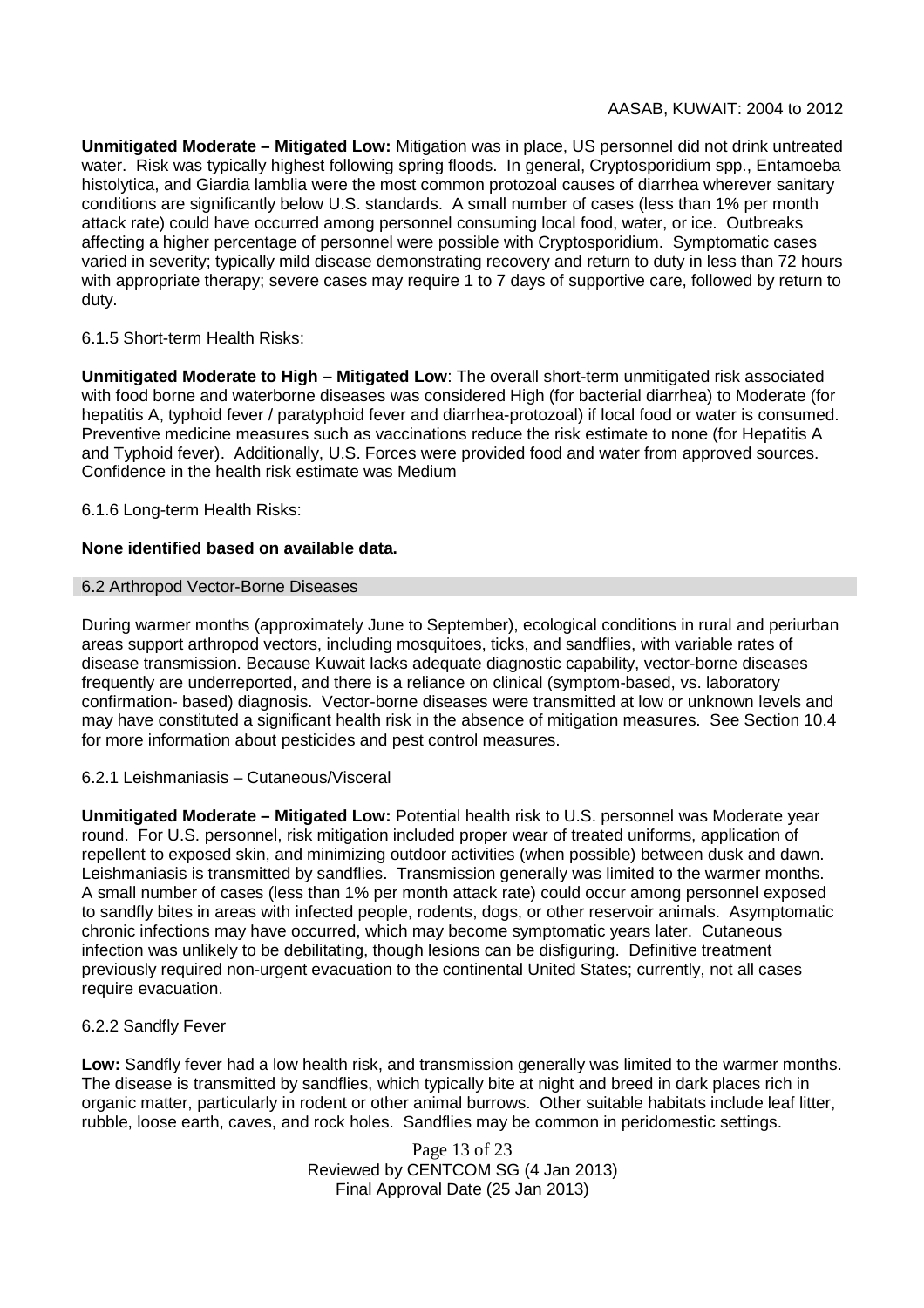**Unmitigated Moderate – Mitigated Low:** Mitigation was in place, US personnel did not drink untreated water. Risk was typically highest following spring floods. In general, Cryptosporidium spp., Entamoeba histolytica, and Giardia lamblia were the most common protozoal causes of diarrhea wherever sanitary conditions are significantly below U.S. standards. A small number of cases (less than 1% per month attack rate) could have occurred among personnel consuming local food, water, or ice. Outbreaks affecting a higher percentage of personnel were possible with Cryptosporidium. Symptomatic cases varied in severity; typically mild disease demonstrating recovery and return to duty in less than 72 hours with appropriate therapy; severe cases may require 1 to 7 days of supportive care, followed by return to duty.

6.1.5 Short-term Health Risks:

**Unmitigated Moderate to High – Mitigated Low**: The overall short-term unmitigated risk associated with food borne and waterborne diseases was considered High (for bacterial diarrhea) to Moderate (for hepatitis A, typhoid fever / paratyphoid fever and diarrhea-protozoal) if local food or water is consumed. Preventive medicine measures such as vaccinations reduce the risk estimate to none (for Hepatitis A and Typhoid fever). Additionally, U.S. Forces were provided food and water from approved sources. Confidence in the health risk estimate was Medium

6.1.6 Long-term Health Risks:

**None identified based on available data.**

## 6.2 Arthropod Vector-Borne Diseases

During warmer months (approximately June to September), ecological conditions in rural and periurban areas support arthropod vectors, including mosquitoes, ticks, and sandflies, with variable rates of disease transmission. Because Kuwait lacks adequate diagnostic capability, vector-borne diseases frequently are underreported, and there is a reliance on clinical (symptom-based, vs. laboratory confirmation- based) diagnosis. Vector-borne diseases were transmitted at low or unknown levels and may have constituted a significant health risk in the absence of mitigation measures. See Section 10.4 for more information about pesticides and pest control measures.

6.2.1 Leishmaniasis – Cutaneous/Visceral

**Unmitigated Moderate – Mitigated Low:** Potential health risk to U.S. personnel was Moderate year round. For U.S. personnel, risk mitigation included proper wear of treated uniforms, application of repellent to exposed skin, and minimizing outdoor activities (when possible) between dusk and dawn. Leishmaniasis is transmitted by sandflies. Transmission generally was limited to the warmer months. A small number of cases (less than 1% per month attack rate) could occur among personnel exposed to sandfly bites in areas with infected people, rodents, dogs, or other reservoir animals. Asymptomatic chronic infections may have occurred, which may become symptomatic years later. Cutaneous infection was unlikely to be debilitating, though lesions can be disfiguring. Definitive treatment previously required non-urgent evacuation to the continental United States; currently, not all cases require evacuation.

6.2.2 Sandfly Fever

**Low:** Sandfly fever had a low health risk, and transmission generally was limited to the warmer months. The disease is transmitted by sandflies, which typically bite at night and breed in dark places rich in organic matter, particularly in rodent or other animal burrows. Other suitable habitats include leaf litter, rubble, loose earth, caves, and rock holes. Sandflies may be common in peridomestic settings.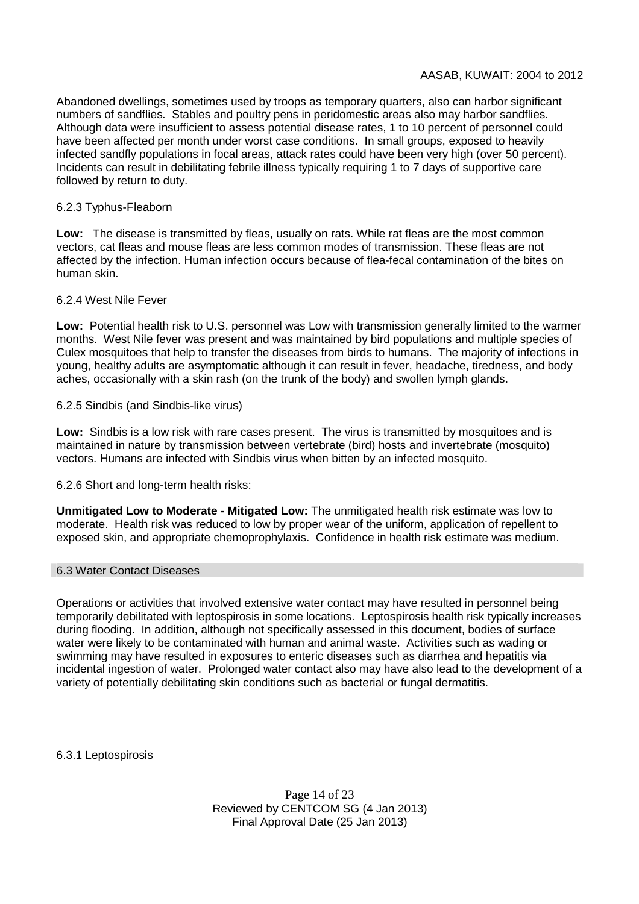Abandoned dwellings, sometimes used by troops as temporary quarters, also can harbor significant numbers of sandflies. Stables and poultry pens in peridomestic areas also may harbor sandflies. Although data were insufficient to assess potential disease rates, 1 to 10 percent of personnel could have been affected per month under worst case conditions. In small groups, exposed to heavily infected sandfly populations in focal areas, attack rates could have been very high (over 50 percent). Incidents can result in debilitating febrile illness typically requiring 1 to 7 days of supportive care followed by return to duty.

6.2.3 Typhus-Fleaborn

**Low:** The disease is transmitted by fleas, usually on rats. While rat fleas are the most common vectors, cat fleas and mouse fleas are less common modes of transmission. These fleas are not affected by the infection. Human infection occurs because of flea-fecal contamination of the bites on human skin.

6.2.4 West Nile Fever

**Low:** Potential health risk to U.S. personnel was Low with transmission generally limited to the warmer months. West Nile fever was present and was maintained by bird populations and multiple species of Culex mosquitoes that help to transfer the diseases from birds to humans. The majority of infections in young, healthy adults are asymptomatic although it can result in fever, headache, tiredness, and body aches, occasionally with a skin rash (on the trunk of the body) and swollen lymph glands.

6.2.5 Sindbis (and Sindbis-like virus)

**Low:** Sindbis is a low risk with rare cases present. The virus is transmitted by mosquitoes and is maintained in nature by transmission between vertebrate (bird) hosts and invertebrate (mosquito) vectors. Humans are infected with Sindbis virus when bitten by an infected mosquito.

6.2.6 Short and long-term health risks:

**Unmitigated Low to Moderate - Mitigated Low:** The unmitigated health risk estimate was low to moderate. Health risk was reduced to low by proper wear of the uniform, application of repellent to exposed skin, and appropriate chemoprophylaxis. Confidence in health risk estimate was medium.

### 6.3 Water Contact Diseases

Operations or activities that involved extensive water contact may have resulted in personnel being temporarily debilitated with leptospirosis in some locations. Leptospirosis health risk typically increases during flooding. In addition, although not specifically assessed in this document, bodies of surface water were likely to be contaminated with human and animal waste. Activities such as wading or swimming may have resulted in exposures to enteric diseases such as diarrhea and hepatitis via incidental ingestion of water. Prolonged water contact also may have also lead to the development of a variety of potentially debilitating skin conditions such as bacterial or fungal dermatitis.

6.3.1 Leptospirosis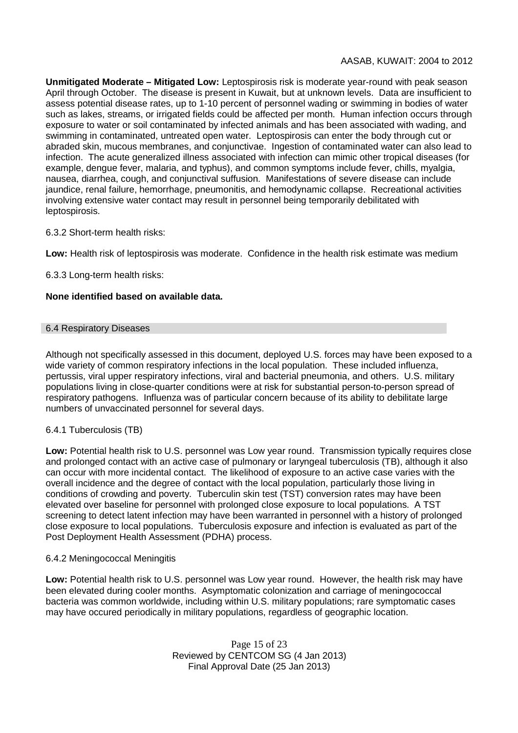**Unmitigated Moderate – Mitigated Low:** Leptospirosis risk is moderate year-round with peak season April through October. The disease is present in Kuwait, but at unknown levels. Data are insufficient to assess potential disease rates, up to 1-10 percent of personnel wading or swimming in bodies of water such as lakes, streams, or irrigated fields could be affected per month. Human infection occurs through exposure to water or soil contaminated by infected animals and has been associated with wading, and swimming in contaminated, untreated open water. Leptospirosis can enter the body through cut or abraded skin, mucous membranes, and conjunctivae. Ingestion of contaminated water can also lead to infection. The acute generalized illness associated with infection can mimic other tropical diseases (for example, dengue fever, malaria, and typhus), and common symptoms include fever, chills, myalgia, nausea, diarrhea, cough, and conjunctival suffusion. Manifestations of severe disease can include jaundice, renal failure, hemorrhage, pneumonitis, and hemodynamic collapse. Recreational activities involving extensive water contact may result in personnel being temporarily debilitated with leptospirosis.

6.3.2 Short-term health risks:

**Low:** Health risk of leptospirosis was moderate. Confidence in the health risk estimate was medium

6.3.3 Long-term health risks:

**None identified based on available data.**

### 6.4 Respiratory Diseases

Although not specifically assessed in this document, deployed U.S. forces may have been exposed to a wide variety of common respiratory infections in the local population. These included influenza, pertussis, viral upper respiratory infections, viral and bacterial pneumonia, and others. U.S. military populations living in close-quarter conditions were at risk for substantial person-to-person spread of respiratory pathogens. Influenza was of particular concern because of its ability to debilitate large numbers of unvaccinated personnel for several days.

6.4.1 Tuberculosis (TB)

**Low:** Potential health risk to U.S. personnel was Low year round. Transmission typically requires close and prolonged contact with an active case of pulmonary or laryngeal tuberculosis (TB), although it also can occur with more incidental contact. The likelihood of exposure to an active case varies with the overall incidence and the degree of contact with the local population, particularly those living in conditions of crowding and poverty. Tuberculin skin test (TST) conversion rates may have been elevated over baseline for personnel with prolonged close exposure to local populations. A TST screening to detect latent infection may have been warranted in personnel with a history of prolonged close exposure to local populations. Tuberculosis exposure and infection is evaluated as part of the Post Deployment Health Assessment (PDHA) process.

6.4.2 Meningococcal Meningitis

**Low:** Potential health risk to U.S. personnel was Low year round. However, the health risk may have been elevated during cooler months. Asymptomatic colonization and carriage of meningococcal bacteria was common worldwide, including within U.S. military populations; rare symptomatic cases may have occured periodically in military populations, regardless of geographic location.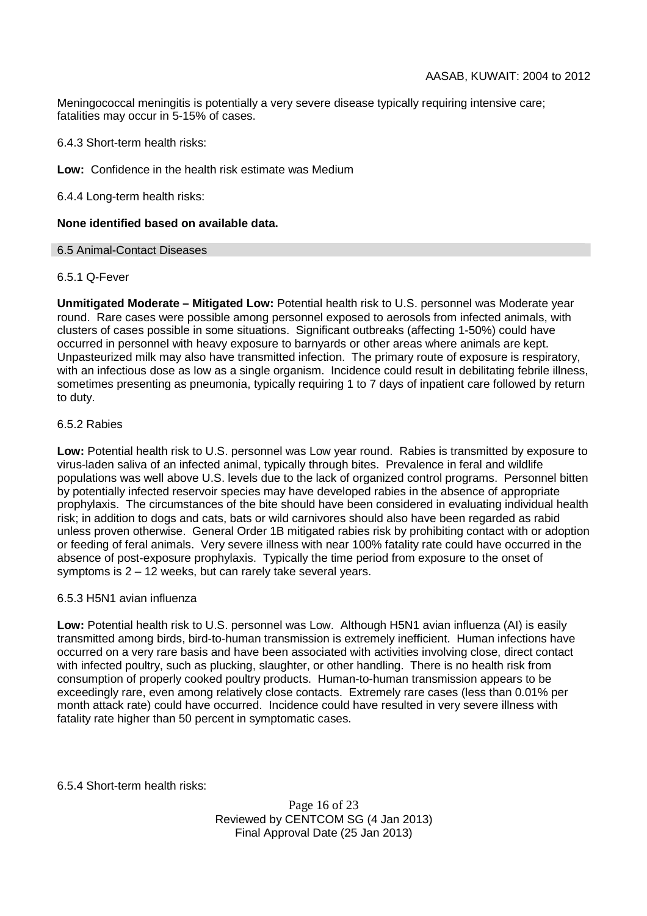Meningococcal meningitis is potentially a very severe disease typically requiring intensive care; fatalities may occur in 5-15% of cases.

6.4.3 Short-term health risks:

**Low:** Confidence in the health risk estimate was Medium

6.4.4 Long-term health risks:

**None identified based on available data.**

## 6.5 Animal-Contact Diseases

6.5.1 Q-Fever

**Unmitigated Moderate – Mitigated Low:** Potential health risk to U.S. personnel was Moderate year round. Rare cases were possible among personnel exposed to aerosols from infected animals, with clusters of cases possible in some situations. Significant outbreaks (affecting 1-50%) could have occurred in personnel with heavy exposure to barnyards or other areas where animals are kept. Unpasteurized milk may also have transmitted infection. The primary route of exposure is respiratory, with an infectious dose as low as a single organism. Incidence could result in debilitating febrile illness, sometimes presenting as pneumonia, typically requiring 1 to 7 days of inpatient care followed by return to duty.

6.5.2 Rabies

**Low:** Potential health risk to U.S. personnel was Low year round. Rabies is transmitted by exposure to virus-laden saliva of an infected animal, typically through bites. Prevalence in feral and wildlife populations was well above U.S. levels due to the lack of organized control programs. Personnel bitten by potentially infected reservoir species may have developed rabies in the absence of appropriate prophylaxis. The circumstances of the bite should have been considered in evaluating individual health risk; in addition to dogs and cats, bats or wild carnivores should also have been regarded as rabid unless proven otherwise. General Order 1B mitigated rabies risk by prohibiting contact with or adoption or feeding of feral animals. Very severe illness with near 100% fatality rate could have occurred in the absence of post-exposure prophylaxis. Typically the time period from exposure to the onset of symptoms is 2 – 12 weeks, but can rarely take several years.

6.5.3 H5N1 avian influenza

**Low:** Potential health risk to U.S. personnel was Low. Although H5N1 avian influenza (AI) is easily transmitted among birds, bird-to-human transmission is extremely inefficient. Human infections have occurred on a very rare basis and have been associated with activities involving close, direct contact with infected poultry, such as plucking, slaughter, or other handling. There is no health risk from consumption of properly cooked poultry products. Human-to-human transmission appears to be exceedingly rare, even among relatively close contacts. Extremely rare cases (less than 0.01% per month attack rate) could have occurred. Incidence could have resulted in very severe illness with fatality rate higher than 50 percent in symptomatic cases.

6.5.4 Short-term health risks: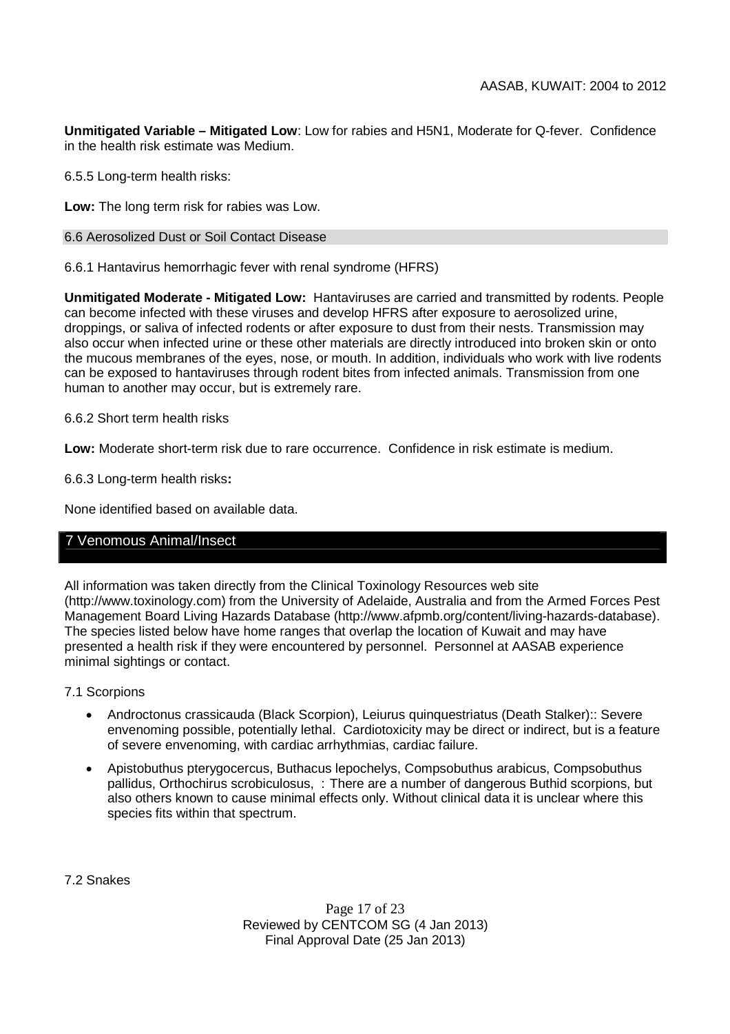**Unmitigated Variable – Mitigated Low**: Low for rabies and H5N1, Moderate for Q-fever. Confidence in the health risk estimate was Medium.

6.5.5 Long-term health risks:

**Low:** The long term risk for rabies was Low.

### 6.6 Aerosolized Dust or Soil Contact Disease

6.6.1 Hantavirus hemorrhagic fever with renal syndrome (HFRS)

**Unmitigated Moderate - Mitigated Low:** Hantaviruses are carried and transmitted by rodents. People can become infected with these viruses and develop HFRS after exposure to aerosolized urine, droppings, or saliva of infected rodents or after exposure to dust from their nests. Transmission may also occur when infected urine or these other materials are directly introduced into broken skin or onto the mucous membranes of the eyes, nose, or mouth. In addition, individuals who work with live rodents can be exposed to hantaviruses through rodent bites from infected animals. Transmission from one human to another may occur, but is extremely rare.

6.6.2 Short term health risks

**Low:** Moderate short-term risk due to rare occurrence. Confidence in risk estimate is medium.

6.6.3 Long-term health risks**:**

None identified based on available data.

## 7 Venomous Animal/Insect

All information was taken directly from the Clinical Toxinology Resources web site (http://www.toxinology.com) from the University of Adelaide, Australia and from the Armed Forces Pest Management Board Living Hazards Database (http://www.afpmb.org/content/living-hazards-database). The species listed below have home ranges that overlap the location of Kuwait and may have presented a health risk if they were encountered by personnel. Personnel at AASAB experience minimal sightings or contact.

7.1 Scorpions

- Androctonus crassicauda (Black Scorpion), Leiurus quinquestriatus (Death Stalker):: Severe envenoming possible, potentially lethal. Cardiotoxicity may be direct or indirect, but is a feature of severe envenoming, with cardiac arrhythmias, cardiac failure.
- Apistobuthus pterygocercus, Buthacus lepochelys, Compsobuthus arabicus, Compsobuthus pallidus, Orthochirus scrobiculosus, : There are a number of dangerous Buthid scorpions, but also others known to cause minimal effects only. Without clinical data it is unclear where this species fits within that spectrum.

7.2 Snakes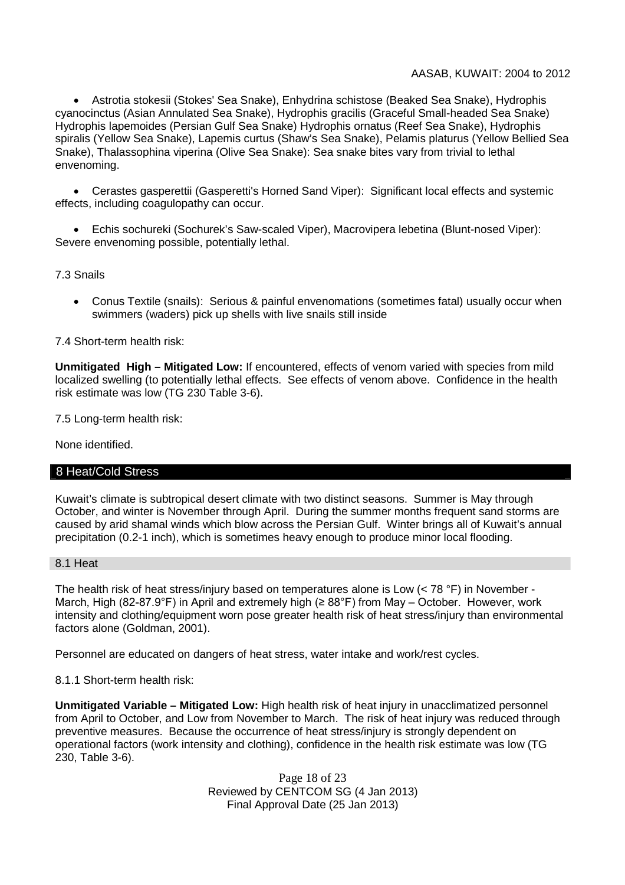- Astrotia stokesii (Stokes' Sea Snake), Enhydrina schistose (Beaked Sea Snake), Hydrophis cyanocinctus (Asian Annulated Sea Snake), Hydrophis gracilis (Graceful Small-headed Sea Snake) Hydrophis lapemoides (Persian Gulf Sea Snake) Hydrophis ornatus (Reef Sea Snake), Hydrophis spiralis (Yellow Sea Snake), Lapemis curtus (Shaw's Sea Snake), Pelamis platurus (Yellow Bellied Sea Snake), Thalassophina viperina (Olive Sea Snake): Sea snake bites vary from trivial to lethal envenoming.

- Cerastes gasperettii (Gasperetti's Horned Sand Viper): Significant local effects and systemic effects, including coagulopathy can occur.

- Echis sochureki (Sochurek's Saw-scaled Viper), Macrovipera lebetina (Blunt-nosed Viper): Severe envenoming possible, potentially lethal.

7.3 Snails

- Conus Textile (snails): Serious & painful envenomations (sometimes fatal) usually occur when swimmers (waders) pick up shells with live snails still inside

7.4 Short-term health risk:

**Unmitigated High – Mitigated Low:** If encountered, effects of venom varied with species from mild localized swelling (to potentially lethal effects. See effects of venom above. Confidence in the health risk estimate was low (TG 230 Table 3-6).

7.5 Long-term health risk:

None identified.

## 8 Heat/Cold Stress

Kuwait's climate is subtropical desert climate with two distinct seasons. Summer is May through October, and winter is November through April. During the summer months frequent sand storms are caused by arid shamal winds which blow across the Persian Gulf. Winter brings all of Kuwait's annual precipitation (0.2-1 inch), which is sometimes heavy enough to produce minor local flooding.

### 8.1 Heat

The health risk of heat stress/injury based on temperatures alone is Low (< 78 °F) in November - March, High (82-87.9°F) in April and extremely high (≥ 88°F) from May – October. However, work intensity and clothing/equipment worn pose greater health risk of heat stress/injury than environmental factors alone (Goldman, 2001).

Personnel are educated on dangers of heat stress, water intake and work/rest cycles.

8.1.1 Short-term health risk:

**Unmitigated Variable – Mitigated Low:** High health risk of heat injury in unacclimatized personnel from April to October, and Low from November to March. The risk of heat injury was reduced through preventive measures. Because the occurrence of heat stress/injury is strongly dependent on operational factors (work intensity and clothing), confidence in the health risk estimate was low (TG 230, Table 3-6).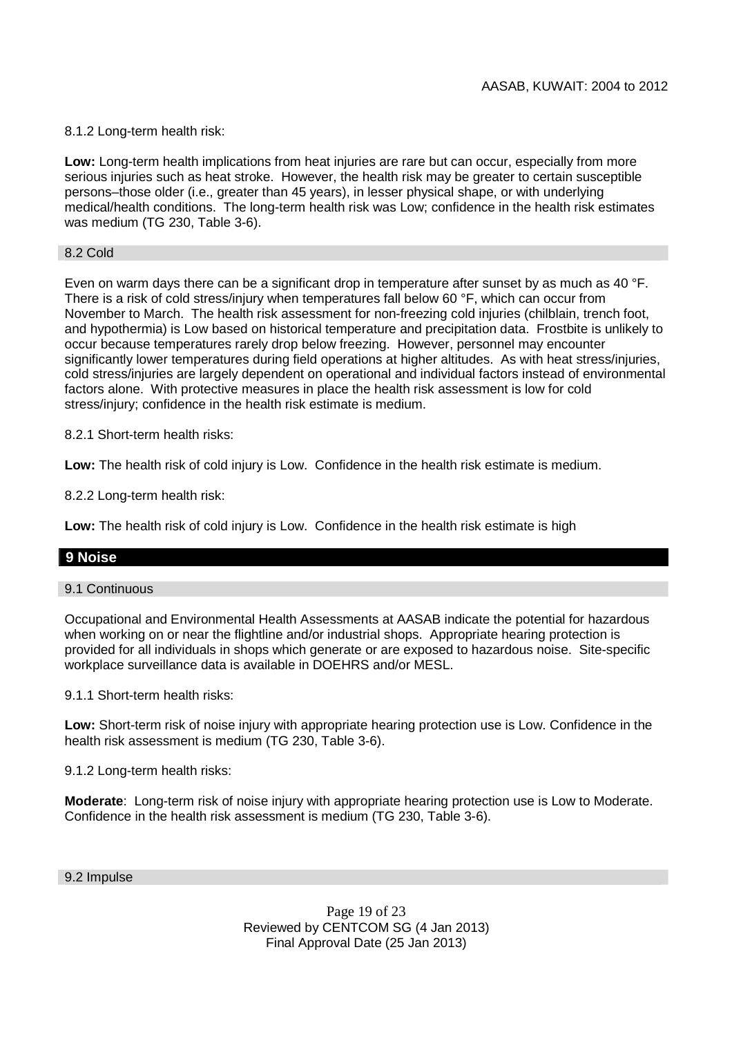8.1.2 Long-term health risk:

**Low:** Long-term health implications from heat injuries are rare but can occur, especially from more serious injuries such as heat stroke. However, the health risk may be greater to certain susceptible persons–those older (i.e., greater than 45 years), in lesser physical shape, or with underlying medical/health conditions. The long-term health risk was Low; confidence in the health risk estimates was medium (TG 230, Table 3-6).

### 8.2 Cold

Even on warm days there can be a significant drop in temperature after sunset by as much as 40 °F. There is a risk of cold stress/injury when temperatures fall below 60 °F, which can occur from November to March. The health risk assessment for non-freezing cold injuries (chilblain, trench foot, and hypothermia) is Low based on historical temperature and precipitation data. Frostbite is unlikely to occur because temperatures rarely drop below freezing. However, personnel may encounter significantly lower temperatures during field operations at higher altitudes. As with heat stress/injuries, cold stress/injuries are largely dependent on operational and individual factors instead of environmental factors alone. With protective measures in place the health risk assessment is low for cold stress/injury; confidence in the health risk estimate is medium.

8.2.1 Short-term health risks:

**Low:** The health risk of cold injury is Low. Confidence in the health risk estimate is medium.

8.2.2 Long-term health risk:

**Low:** The health risk of cold injury is Low. Confidence in the health risk estimate is high

## 9 Noise

### 9.1 Continuous

Occupational and Environmental Health Assessments at AASAB indicate the potential for hazardous when working on or near the flightline and/or industrial shops. Appropriate hearing protection is provided for all individuals in shops which generate or are exposed to hazardous noise. Site-specific workplace surveillance data is available in DOEHRS and/or MESL.

9.1.1 Short-term health risks:

**Low:** Short-term risk of noise injury with appropriate hearing protection use is Low. Confidence in the health risk assessment is medium (TG 230, Table 3-6).

9.1.2 Long-term health risks:

**Moderate**: Long-term risk of noise injury with appropriate hearing protection use is Low to Moderate. Confidence in the health risk assessment is medium (TG 230, Table 3-6).

### 9.2 Impulse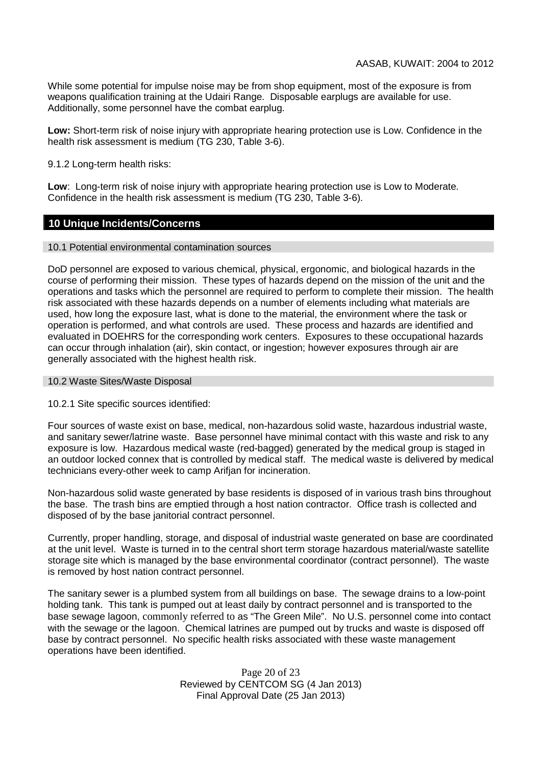While some potential for impulse noise may be from shop equipment, most of the exposure is from weapons qualification training at the Udairi Range. Disposable earplugs are available for use. Additionally, some personnel have the combat earplug.

**Low:** Short-term risk of noise injury with appropriate hearing protection use is Low. Confidence in the health risk assessment is medium (TG 230, Table 3-6).

9.1.2 Long-term health risks:

**Low**: Long-term risk of noise injury with appropriate hearing protection use is Low to Moderate. Confidence in the health risk assessment is medium (TG 230, Table 3-6).

## 10 Unique Incidents/Concerns

### 10.1 Potential environmental contamination sources

DoD personnel are exposed to various chemical, physical, ergonomic, and biological hazards in the course of performing their mission. These types of hazards depend on the mission of the unit and the operations and tasks which the personnel are required to perform to complete their mission. The health risk associated with these hazards depends on a number of elements including what materials are used, how long the exposure last, what is done to the material, the environment where the task or operation is performed, and what controls are used. These process and hazards are identified and evaluated in DOEHRS for the corresponding work centers. Exposures to these occupational hazards can occur through inhalation (air), skin contact, or ingestion; however exposures through air are generally associated with the highest health risk.

### 10.2 Waste Sites/Waste Disposal

10.2.1 Site specific sources identified:

Four sources of waste exist on base, medical, non-hazardous solid waste, hazardous industrial waste, and sanitary sewer/latrine waste. Base personnel have minimal contact with this waste and risk to any exposure is low. Hazardous medical waste (red-bagged) generated by the medical group is staged in an outdoor locked connex that is controlled by medical staff. The medical waste is delivered by medical technicians every-other week to camp Arifjan for incineration.

Non-hazardous solid waste generated by base residents is disposed of in various trash bins throughout the base. The trash bins are emptied through a host nation contractor. Office trash is collected and disposed of by the base janitorial contract personnel.

Currently, proper handling, storage, and disposal of industrial waste generated on base are coordinated at the unit level. Waste is turned in to the central short term storage hazardous material/waste satellite storage site which is managed by the base environmental coordinator (contract personnel). The waste is removed by host nation contract personnel.

The sanitary sewer is a plumbed system from all buildings on base. The sewage drains to a low-point holding tank. This tank is pumped out at least daily by contract personnel and is transported to the base sewage lagoon, commonly referred to as "The Green Mile". No U.S. personnel come into contact with the sewage or the lagoon. Chemical latrines are pumped out by trucks and waste is disposed off base by contract personnel. No specific health risks associated with these waste management operations have been identified.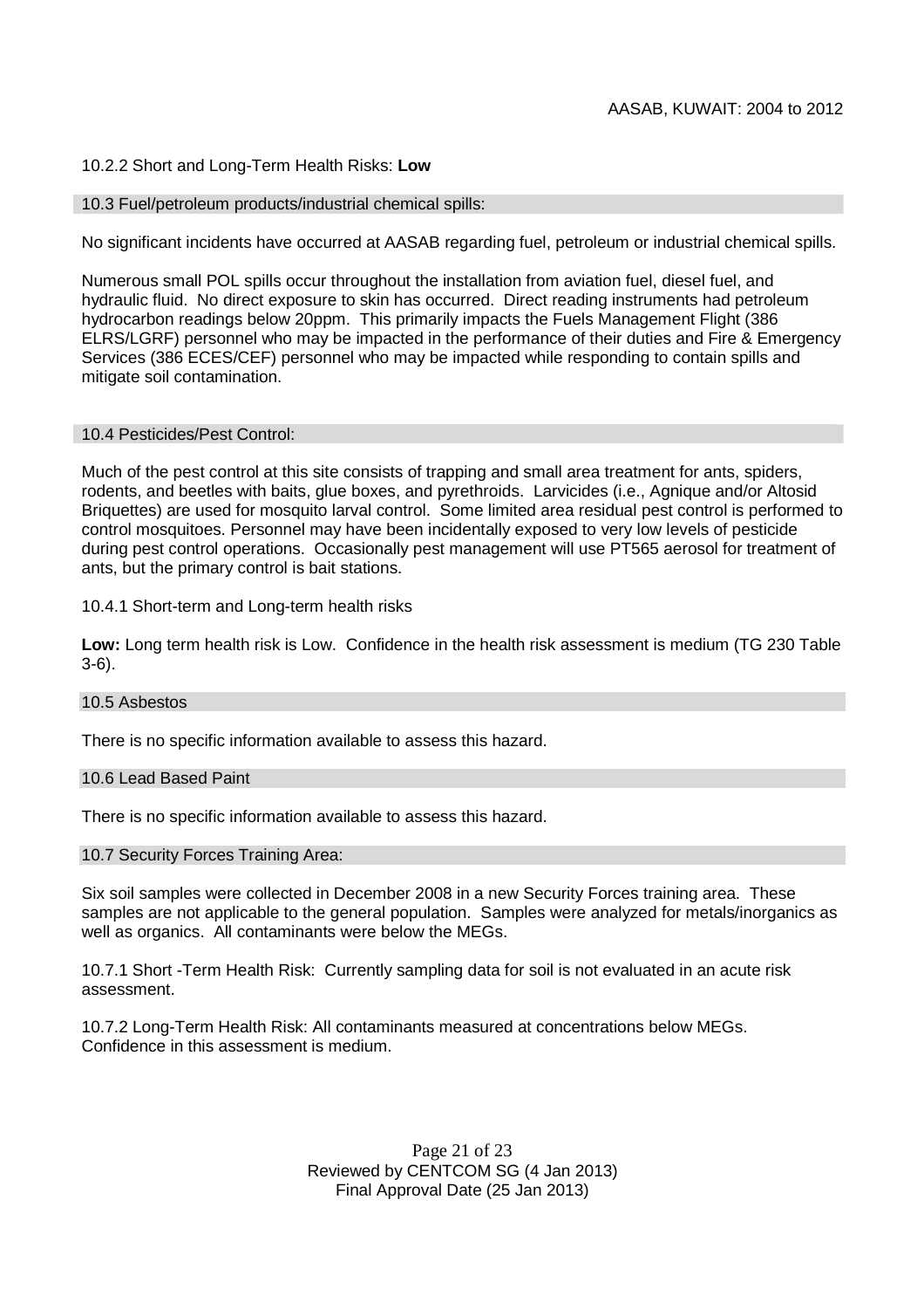10.2.2 Short and Long-Term Health Risks: **Low**

### 10.3 Fuel/petroleum products/industrial chemical spills:

No significant incidents have occurred at AASAB regarding fuel, petroleum or industrial chemical spills.

Numerous small POL spills occur throughout the installation from aviation fuel, diesel fuel, and hydraulic fluid. No direct exposure to skin has occurred. Direct reading instruments had petroleum hydrocarbon readings below 20ppm. This primarily impacts the Fuels Management Flight (386 ELRS/LGRF) personnel who may be impacted in the performance of their duties and Fire & Emergency Services (386 ECES/CEF) personnel who may be impacted while responding to contain spills and mitigate soil contamination.

### 10.4 Pesticides/Pest Control:

Much of the pest control at this site consists of trapping and small area treatment for ants, spiders, rodents, and beetles with baits, glue boxes, and pyrethroids. Larvicides (i.e., Agnique and/or Altosid Briquettes) are used for mosquito larval control. Some limited area residual pest control is performed to control mosquitoes. Personnel may have been incidentally exposed to very low levels of pesticide during pest control operations. Occasionally pest management will use PT565 aerosol for treatment of ants, but the primary control is bait stations.

10.4.1 Short-term and Long-term health risks

**Low:** Long term health risk is Low. Confidence in the health risk assessment is medium (TG 230 Table 3-6).

### 10.5 Asbestos

There is no specific information available to assess this hazard.

### 10.6 Lead Based Paint

There is no specific information available to assess this hazard.

### 10.7 Security Forces Training Area:

Six soil samples were collected in December 2008 in a new Security Forces training area. These samples are not applicable to the general population. Samples were analyzed for metals/inorganics as well as organics. All contaminants were below the MEGs.

10.7.1 Short -Term Health Risk: Currently sampling data for soil is not evaluated in an acute risk assessment.

10.7.2 Long-Term Health Risk: All contaminants measured at concentrations below MEGs. Confidence in this assessment is medium.

Reviewed by CENTCOM SG (4 Jan 2013)
Final Approval Date (25 Jan 2013)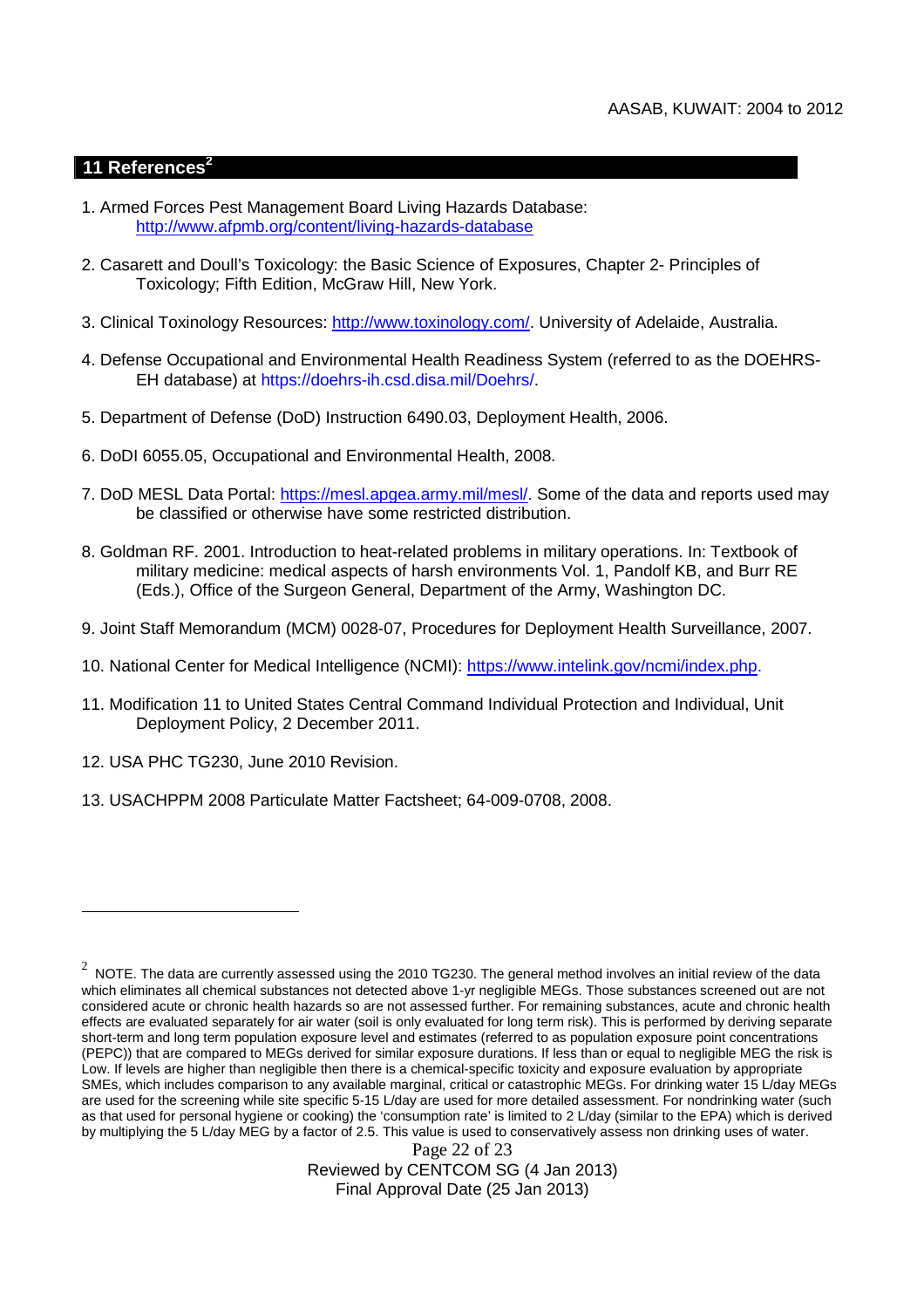## 11 References[2]

1. Armed Forces Pest Management Board Living Hazards Database: http://www.afpmb.org/content/living-hazards-database

2. Casarett and Doull's Toxicology: the Basic Science of Exposures, Chapter 2- Principles of Toxicology; Fifth Edition, McGraw Hill, New York.

3. Clinical Toxinology Resources: http://www.toxinology.com/. University of Adelaide, Australia.

4. Defense Occupational and Environmental Health Readiness System (referred to as the DOEHRS-EH database) at https://doehrs-ih.csd.disa.mil/Doehrs/.

5. Department of Defense (DoD) Instruction 6490.03, Deployment Health, 2006.

6. DoDI 6055.05, Occupational and Environmental Health, 2008.

7. DoD MESL Data Portal: https://mesl.apgea.army.mil/mesl/. Some of the data and reports used may be classified or otherwise have some restricted distribution.

8. Goldman RF. 2001. Introduction to heat-related problems in military operations. In: Textbook of military medicine: medical aspects of harsh environments Vol. 1, Pandolf KB, and Burr RE (Eds.), Office of the Surgeon General, Department of the Army, Washington DC.

9. Joint Staff Memorandum (MCM) 0028-07, Procedures for Deployment Health Surveillance, 2007.

10. National Center for Medical Intelligence (NCMI): https://www.intelink.gov/ncmi/index.php.

11. Modification 11 to United States Central Command Individual Protection and Individual, Unit Deployment Policy, 2 December 2011.

12. USA PHC TG230, June 2010 Revision.

13. USACHPPM 2008 Particulate Matter Factsheet; 64-009-0708, 2008.

---

[2] NOTE. The data are currently assessed using the 2010 TG230. The general method involves an initial review of the data which eliminates all chemical substances not detected above 1-yr negligible MEGs. Those substances screened out are not considered acute or chronic health hazards so are not assessed further. For remaining substances, acute and chronic health effects are evaluated separately for air water (soil is only evaluated for long term risk). This is performed by deriving separate short-term and long term population exposure level and estimates (referred to as population exposure point concentrations (PEPC)) that are compared to MEGs derived for similar exposure durations. If less than or equal to negligible MEG the risk is Low. If levels are higher than negligible then there is a chemical-specific toxicity and exposure evaluation by appropriate SMEs, which includes comparison to any available marginal, critical or catastrophic MEGs. For drinking water 15 L/day MEGs are used for the screening while site specific 5-15 L/day are used for more detailed assessment. For nondrinking water (such as that used for personal hygiene or cooking) the 'consumption rate' is limited to 2 L/day (similar to the EPA) which is derived by multiplying the 5 L/day MEG by a factor of 2.5. This value is used to conservatively assess non drinking uses of water.

Reviewed by CENTCOM SG (4 Jan 2013)
Final Approval Date (25 Jan 2013)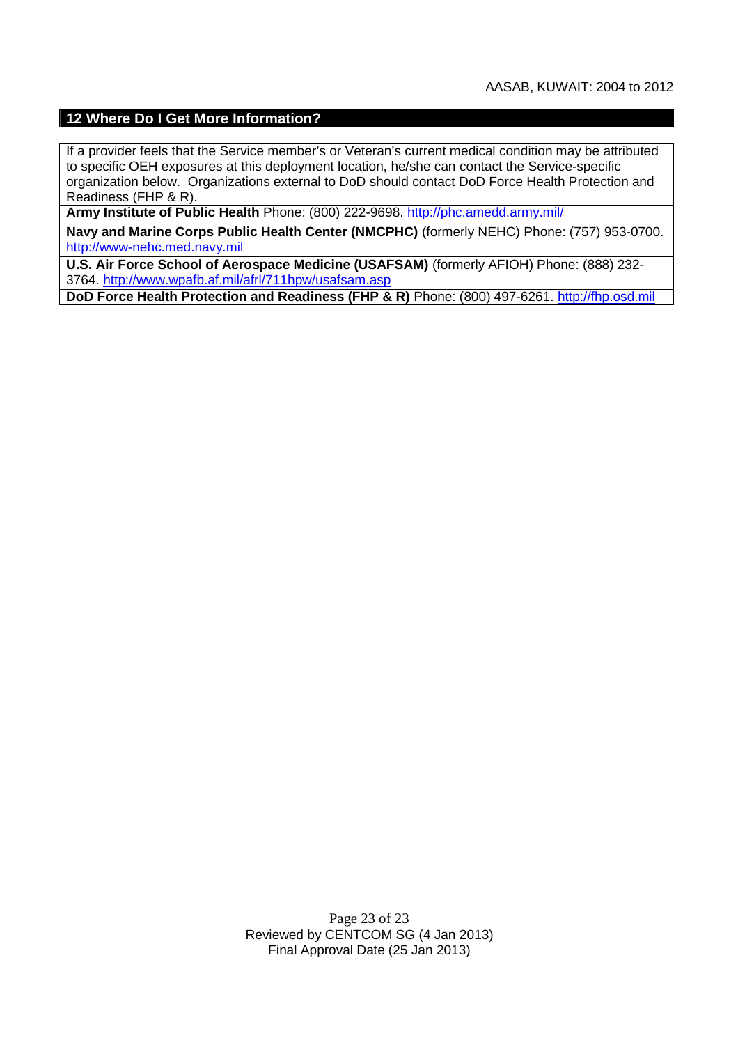## 12 Where Do I Get More Information?

If a provider feels that the Service member's or Veteran's current medical condition may be attributed to specific OEH exposures at this deployment location, he/she can contact the Service-specific organization below. Organizations external to DoD should contact DoD Force Health Protection and Readiness (FHP & R).

**Army Institute of Public Health** Phone: (800) 222-9698. http://phc.amedd.army.mil/

**Navy and Marine Corps Public Health Center (NMCPHC)** (formerly NEHC) Phone: (757) 953-0700. http://www-nehc.med.navy.mil

**U.S. Air Force School of Aerospace Medicine (USAFSAM)** (formerly AFIOH) Phone: (888) 232-3764. http://www.wpafb.af.mil/afrl/711hpw/usafsam.asp

**DoD Force Health Protection and Readiness (FHP & R)** Phone: (800) 497-6261. http://fhp.osd.mil

Reviewed by CENTCOM SG (4 Jan 2013)
Final Approval Date (25 Jan 2013)